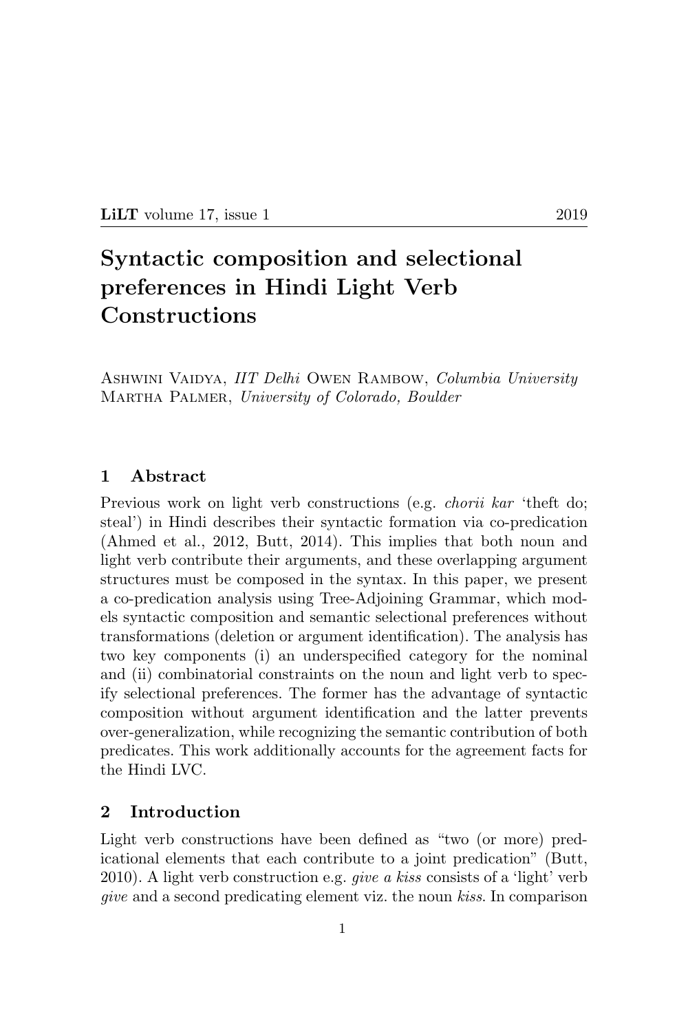# Syntactic composition and selectional preferences in Hindi Light Verb Constructions

Ashwini Vaidya, *IIT Delhi* Owen Rambow, *Columbia University*
Martha Palmer, *University of Colorado, Boulder*

## 1 Abstract

Previous work on light verb constructions (e.g. *chorii kar* 'theft do; steal') in Hindi describes their syntactic formation via co-predication (Ahmed et al., 2012, Butt, 2014). This implies that both noun and light verb contribute their arguments, and these overlapping argument structures must be composed in the syntax. In this paper, we present a co-predication analysis using Tree-Adjoining Grammar, which models syntactic composition and semantic selectional preferences without transformations (deletion or argument identification). The analysis has two key components (i) an underspecified category for the nominal and (ii) combinatorial constraints on the noun and light verb to specify selectional preferences. The former has the advantage of syntactic composition without argument identification and the latter prevents over-generalization, while recognizing the semantic contribution of both predicates. This work additionally accounts for the agreement facts for the Hindi LVC.

## 2 Introduction

Light verb constructions have been defined as "two (or more) predicational elements that each contribute to a joint predication" (Butt, 2010). A light verb construction e.g. *give a kiss* consists of a 'light' verb *give* and a second predicating element viz. the noun *kiss*. In comparison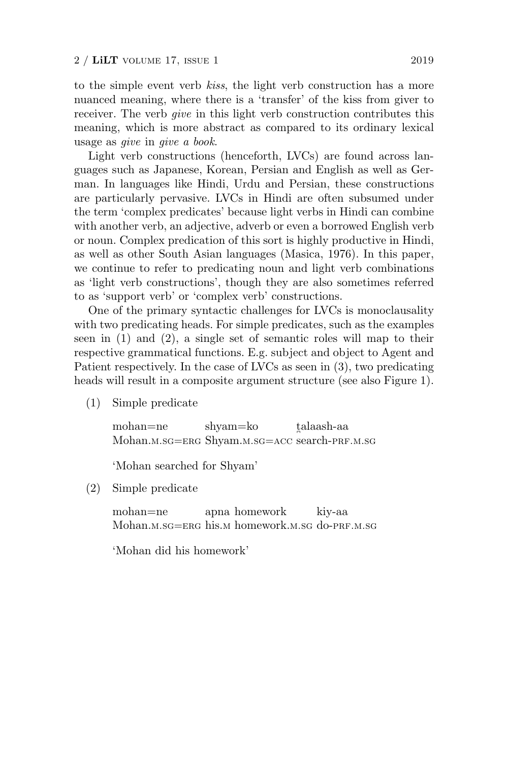to the simple event verb *kiss*, the light verb construction has a more nuanced meaning, where there is a 'transfer' of the kiss from giver to receiver. The verb *give* in this light verb construction contributes this meaning, which is more abstract as compared to its ordinary lexical usage as *give* in *give a book*.

Light verb constructions (henceforth, LVCs) are found across languages such as Japanese, Korean, Persian and English as well as German. In languages like Hindi, Urdu and Persian, these constructions are particularly pervasive. LVCs in Hindi are often subsumed under the term 'complex predicates' because light verbs in Hindi can combine with another verb, an adjective, adverb or even a borrowed English verb or noun. Complex predication of this sort is highly productive in Hindi, as well as other South Asian languages (Masica, 1976). In this paper, we continue to refer to predicating noun and light verb combinations as 'light verb constructions', though they are also sometimes referred to as 'support verb' or 'complex verb' constructions.

One of the primary syntactic challenges for LVCs is monoclausality with two predicating heads. For simple predicates, such as the examples seen in (1) and (2), a single set of semantic roles will map to their respective grammatical functions. E.g. subject and object to Agent and Patient respectively. In the case of LVCs as seen in (3), two predicating heads will result in a composite argument structure (see also Figure 1).

(1) Simple predicate

| mohan=ne | shyam=ko | t̪alaash-aa |
|---|---|---|
| Mohan.M.SG=ERG | Shyam.M.SG=ACC | search-PRF.M.SG |

'Mohan searched for Shyam'

(2) Simple predicate

| mohan=ne | apna | homework | kiy-aa |
|---|---|---|---|
| Mohan.M.SG=ERG | his.M | homework.M.SG | do-PRF.M.SG |

'Mohan did his homework'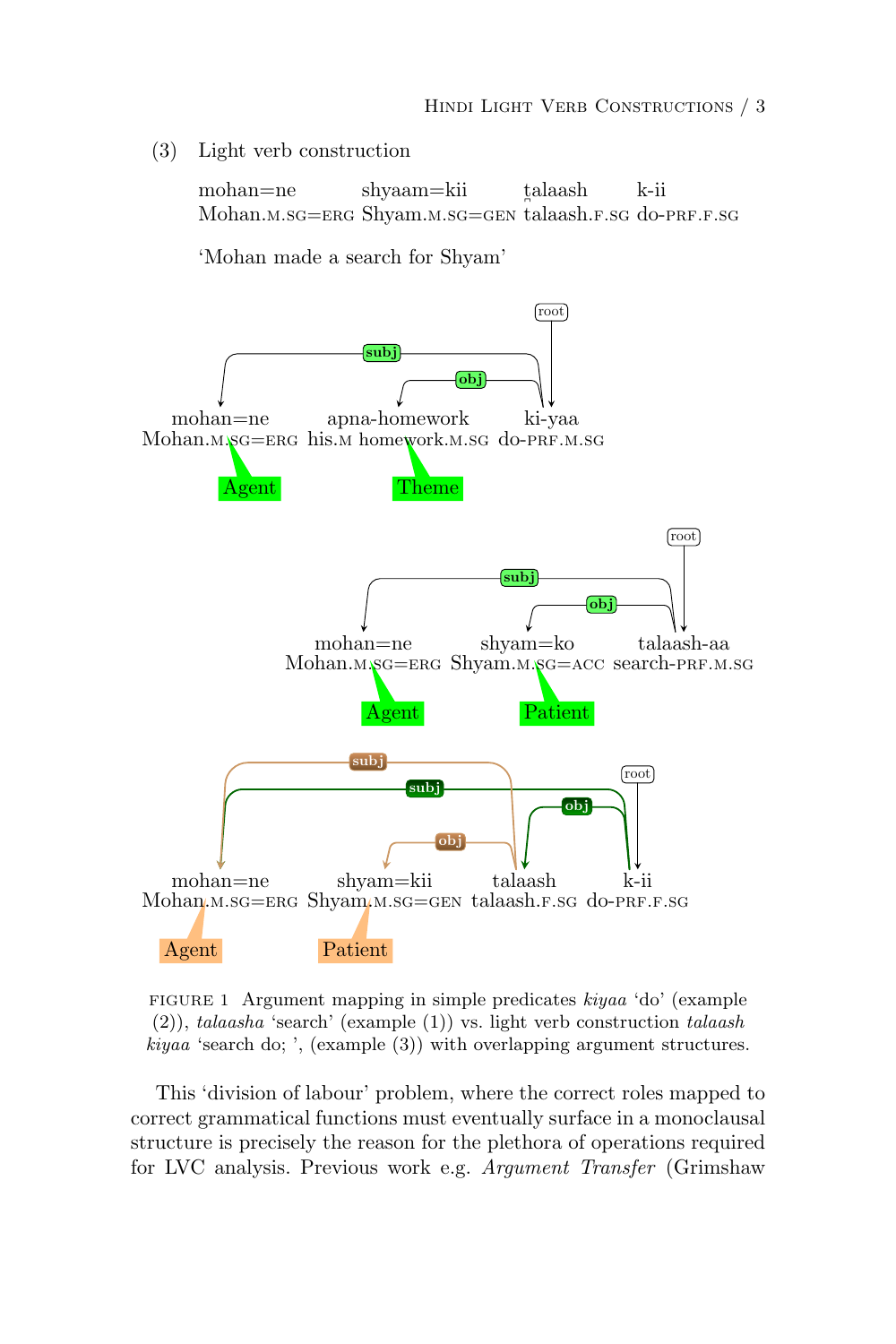(3) Light verb construction

mohan=ne Mohan.M.SG=ERG shyaam=kii Shyam.M.SG=GEN ṭalaash talaash.F.SG k-ii do-PRF.F.SG

'Mohan made a search for Shyam'

subj obj root

mohan=ne Mohan.M.SG=ERG apna-homework his.M homework.M.SG ki-yaa do-PRF.M.SG

Agent Theme

subj obj root

mohan=ne Mohan.M.SG=ERG shyam=ko Shyam.M.SG=ACC talaash-aa search-PRF.M.SG

Agent Patient

subj subj obj obj root

mohan=ne Mohan.M.SG=ERG shyam=kii Shyam.M.SG=GEN talaash talaash.F.SG k-ii do-PRF.F.SG

Agent Patient

FIGURE 1 Argument mapping in simple predicates *kiyaa* 'do' (example (2)), *talaasha* 'search' (example (1)) vs. light verb construction *talaash kiyaa* 'search do; ', (example (3)) with overlapping argument structures.

This 'division of labour' problem, where the correct roles mapped to correct grammatical functions must eventually surface in a monoclausal structure is precisely the reason for the plethora of operations required for LVC analysis. Previous work e.g. *Argument Transfer* (Grimshaw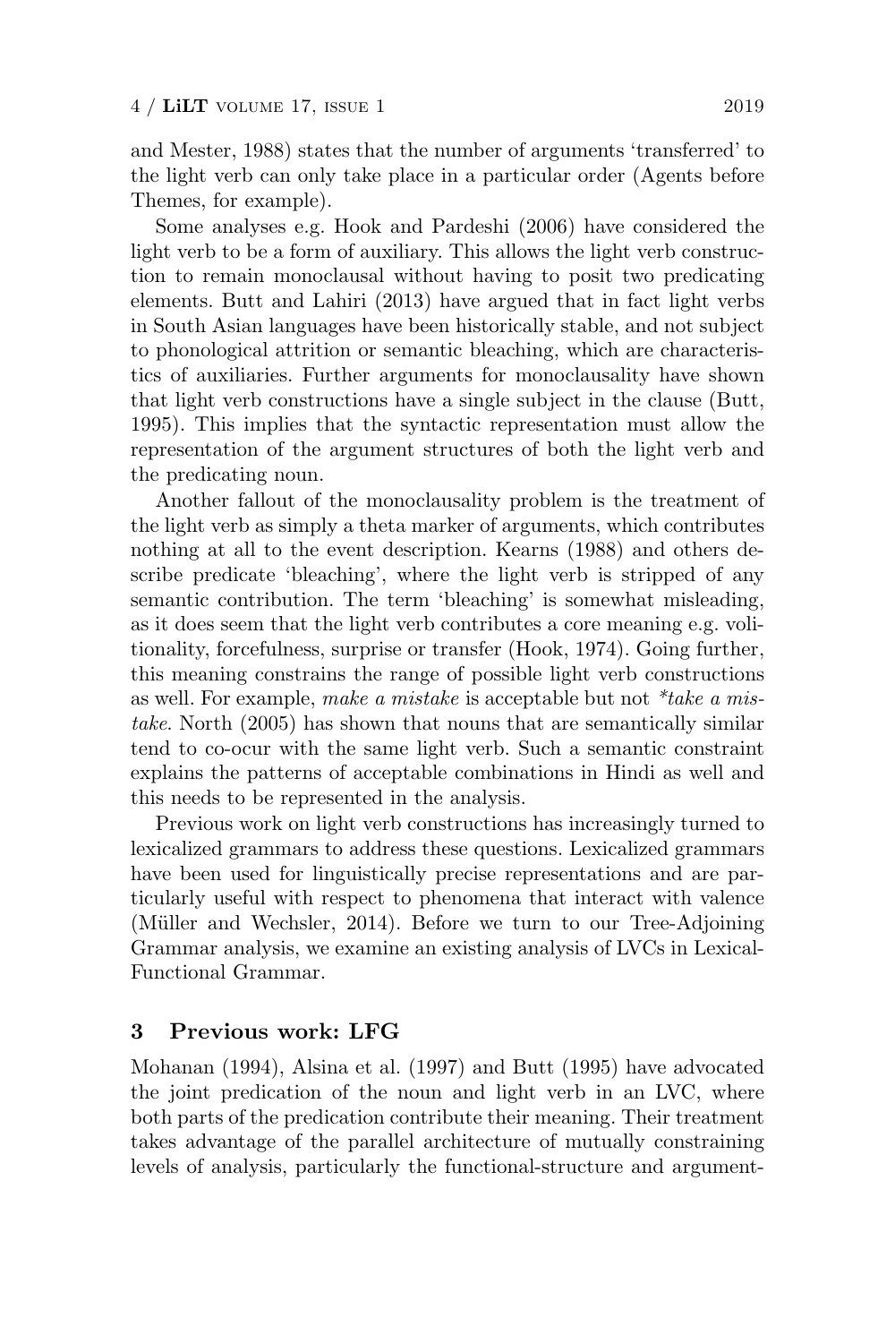and Mester, 1988) states that the number of arguments 'transferred' to the light verb can only take place in a particular order (Agents before Themes, for example).

Some analyses e.g. Hook and Pardeshi (2006) have considered the light verb to be a form of auxiliary. This allows the light verb construction to remain monoclausal without having to posit two predicating elements. Butt and Lahiri (2013) have argued that in fact light verbs in South Asian languages have been historically stable, and not subject to phonological attrition or semantic bleaching, which are characteristics of auxiliaries. Further arguments for monoclausality have shown that light verb constructions have a single subject in the clause (Butt, 1995). This implies that the syntactic representation must allow the representation of the argument structures of both the light verb and the predicating noun.

Another fallout of the monoclausality problem is the treatment of the light verb as simply a theta marker of arguments, which contributes nothing at all to the event description. Kearns (1988) and others describe predicate 'bleaching', where the light verb is stripped of any semantic contribution. The term 'bleaching' is somewhat misleading, as it does seem that the light verb contributes a core meaning e.g. volitionality, forcefulness, surprise or transfer (Hook, 1974). Going further, this meaning constrains the range of possible light verb constructions as well. For example, *make a mistake* is acceptable but not *\*take a mistake*. North (2005) has shown that nouns that are semantically similar tend to co-ocur with the same light verb. Such a semantic constraint explains the patterns of acceptable combinations in Hindi as well and this needs to be represented in the analysis.

Previous work on light verb constructions has increasingly turned to lexicalized grammars to address these questions. Lexicalized grammars have been used for linguistically precise representations and are particularly useful with respect to phenomena that interact with valence (Müller and Wechsler, 2014). Before we turn to our Tree-Adjoining Grammar analysis, we examine an existing analysis of LVCs in Lexical-Functional Grammar.

## 3 Previous work: LFG

Mohanan (1994), Alsina et al. (1997) and Butt (1995) have advocated the joint predication of the noun and light verb in an LVC, where both parts of the predication contribute their meaning. Their treatment takes advantage of the parallel architecture of mutually constraining levels of analysis, particularly the functional-structure and argument-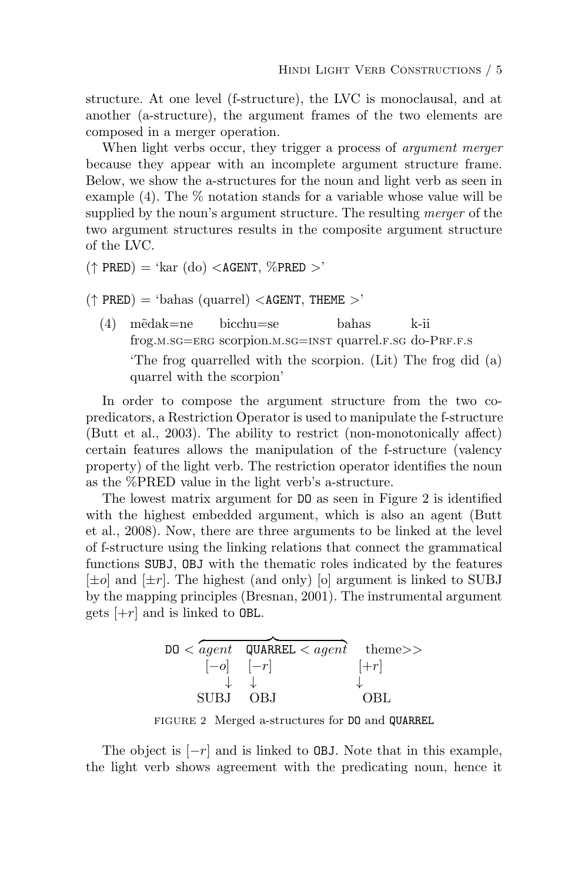structure. At one level (f-structure), the LVC is monoclausal, and at another (a-structure), the argument frames of the two elements are composed in a merger operation.

When light verbs occur, they trigger a process of *argument merger* because they appear with an incomplete argument structure frame. Below, we show the a-structures for the noun and light verb as seen in example (4). The % notation stands for a variable whose value will be supplied by the noun's argument structure. The resulting *merger* of the two argument structures results in the composite argument structure of the LVC.

(↑ PRED) = 'kar (do) <AGENT, %PRED >'

(↑ PRED) = 'bahas (quarrel) <AGENT, THEME >'

(4) mẽdak=ne bicchu=se bahas k-ii
frog.M.SG=ERG scorpion.M.SG=INST quarrel.F.SG do-PRF.F.S
'The frog quarrelled with the scorpion. (Lit) The frog did (a) quarrel with the scorpion'

In order to compose the argument structure from the two co-predicators, a Restriction Operator is used to manipulate the f-structure (Butt et al., 2003). The ability to restrict (non-monotonically affect) certain features allows the manipulation of the f-structure (valency property) of the light verb. The restriction operator identifies the noun as the %PRED value in the light verb's a-structure.

The lowest matrix argument for DO as seen in Figure 2 is identified with the highest embedded argument, which is also an agent (Butt et al., 2008). Now, there are three arguments to be linked at the level of f-structure using the linking relations that connect the grammatical functions SUBJ, OBJ with the thematic roles indicated by the features [±*o*] and [±*r*]. The highest (and only) [o] argument is linked to SUBJ by the mapping principles (Bresnan, 2001). The instrumental argument gets [+*r*] and is linked to OBL.

```
DO < agent   QUARREL < agent   theme>>
     [-o]    [-r]              [+r]
      ↓       ↓                 ↓
     SUBJ    OBJ               OBL
```

FIGURE 2 Merged a-structures for DO and QUARREL

The object is [−*r*] and is linked to OBJ. Note that in this example, the light verb shows agreement with the predicating noun, hence it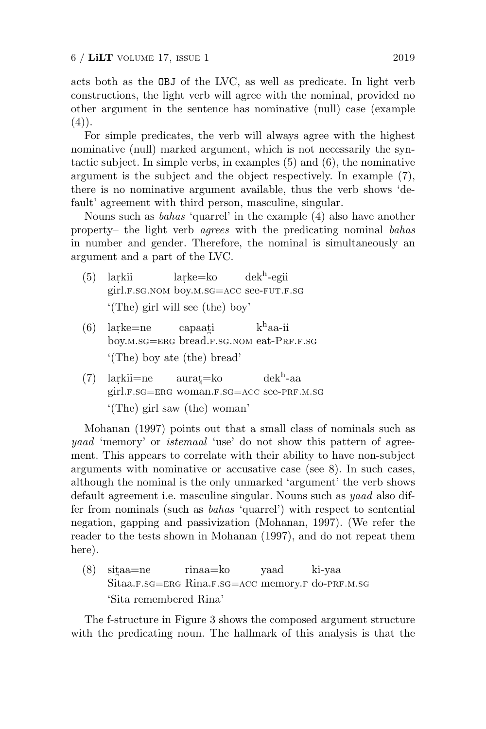acts both as the OBJ of the LVC, as well as predicate. In light verb constructions, the light verb will agree with the nominal, provided no other argument in the sentence has nominative (null) case (example (4)).

For simple predicates, the verb will always agree with the highest nominative (null) marked argument, which is not necessarily the syntactic subject. In simple verbs, in examples (5) and (6), the nominative argument is the subject and the object respectively. In example (7), there is no nominative argument available, thus the verb shows 'default' agreement with third person, masculine, singular.

Nouns such as *bahas* 'quarrel' in the example (4) also have another property– the light verb *agrees* with the predicating nominal *bahas* in number and gender. Therefore, the nominal is simultaneously an argument and a part of the LVC.

(5) laṛkii laṛke=ko dek$^h$-egii
girl.F.SG.NOM boy.M.SG=ACC see-FUT.F.SG
'(The) girl will see (the) boy'

(6) laṛke=ne capaaṭi k$^h$aa-ii
boy.M.SG=ERG bread.F.SG.NOM eat-PRF.F.SG
'(The) boy ate (the) bread'

(7) laṛkii=ne aurat̪=ko dek$^h$-aa
girl.F.SG=ERG woman.F.SG=ACC see-PRF.M.SG
'(The) girl saw (the) woman'

Mohanan (1997) points out that a small class of nominals such as *yaad* 'memory' or *istemaal* 'use' do not show this pattern of agreement. This appears to correlate with their ability to have non-subject arguments with nominative or accusative case (see 8). In such cases, although the nominal is the only unmarked 'argument' the verb shows default agreement i.e. masculine singular. Nouns such as *yaad* also differ from nominals (such as *bahas* 'quarrel') with respect to sentential negation, gapping and passivization (Mohanan, 1997). (We refer the reader to the tests shown in Mohanan (1997), and do not repeat them here).

(8) sit̪aa=ne rinaa=ko yaad ki-yaa
Sitaa.F.SG=ERG Rina.F.SG=ACC memory.F do-PRF.M.SG
'Sita remembered Rina'

The f-structure in Figure 3 shows the composed argument structure with the predicating noun. The hallmark of this analysis is that the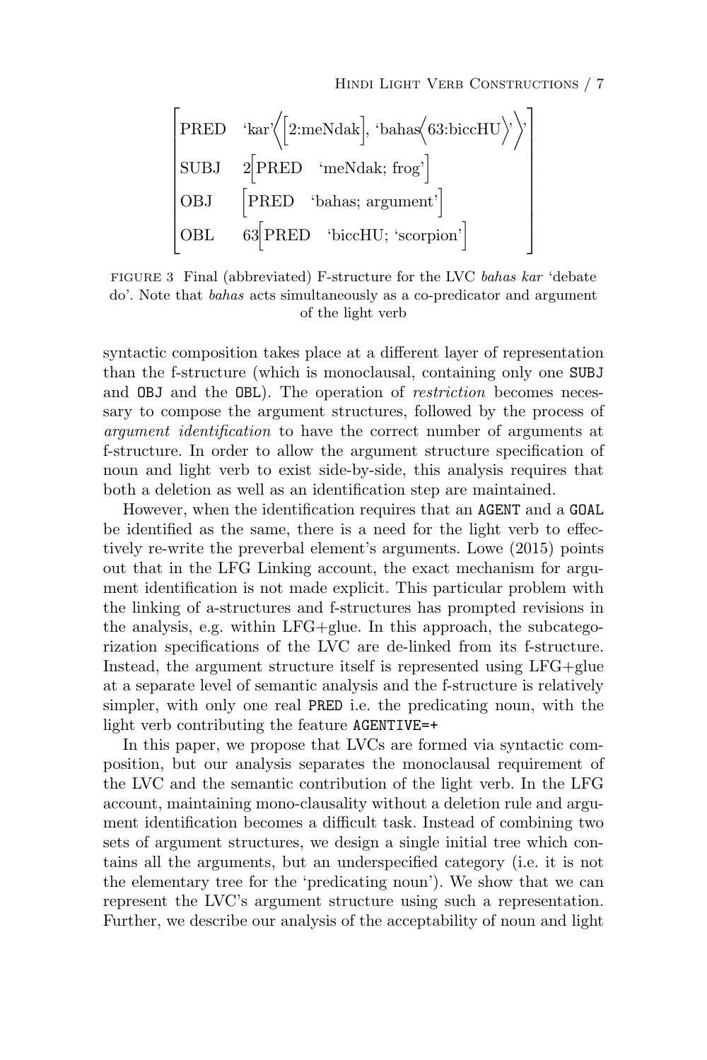$$\begin{bmatrix} \text{PRED} & \text{'kar'}\Big\langle\Big[\text{2:meNdak}\Big], \text{'bahas}\Big\langle\text{63:biccHU}\Big\rangle\text{'}\Big\rangle\text{'} \\ \text{SUBJ} & 2\Big[\text{PRED} \quad \text{'meNdak; frog'}\Big] \\ \text{OBJ} & \Big[\text{PRED} \quad \text{'bahas; argument'}\Big] \\ \text{OBL} & 63\Big[\text{PRED} \quad \text{'biccHU; 'scorpion'}\Big] \end{bmatrix}$$

FIGURE 3 Final (abbreviated) F-structure for the LVC *bahas kar* 'debate do'. Note that *bahas* acts simultaneously as a co-predicator and argument of the light verb

syntactic composition takes place at a different layer of representation than the f-structure (which is monoclausal, containing only one SUBJ and OBJ and the OBL). The operation of *restriction* becomes necessary to compose the argument structures, followed by the process of *argument identification* to have the correct number of arguments at f-structure. In order to allow the argument structure specification of noun and light verb to exist side-by-side, this analysis requires that both a deletion as well as an identification step are maintained.

However, when the identification requires that an AGENT and a GOAL be identified as the same, there is a need for the light verb to effectively re-write the preverbal element's arguments. Lowe (2015) points out that in the LFG Linking account, the exact mechanism for argument identification is not made explicit. This particular problem with the linking of a-structures and f-structures has prompted revisions in the analysis, e.g. within LFG+glue. In this approach, the subcategorization specifications of the LVC are de-linked from its f-structure. Instead, the argument structure itself is represented using LFG+glue at a separate level of semantic analysis and the f-structure is relatively simpler, with only one real PRED i.e. the predicating noun, with the light verb contributing the feature AGENTIVE=+

In this paper, we propose that LVCs are formed via syntactic composition, but our analysis separates the monoclausal requirement of the LVC and the semantic contribution of the light verb. In the LFG account, maintaining mono-clausality without a deletion rule and argument identification becomes a difficult task. Instead of combining two sets of argument structures, we design a single initial tree which contains all the arguments, but an underspecified category (i.e. it is not the elementary tree for the 'predicating noun'). We show that we can represent the LVC's argument structure using such a representation. Further, we describe our analysis of the acceptability of noun and light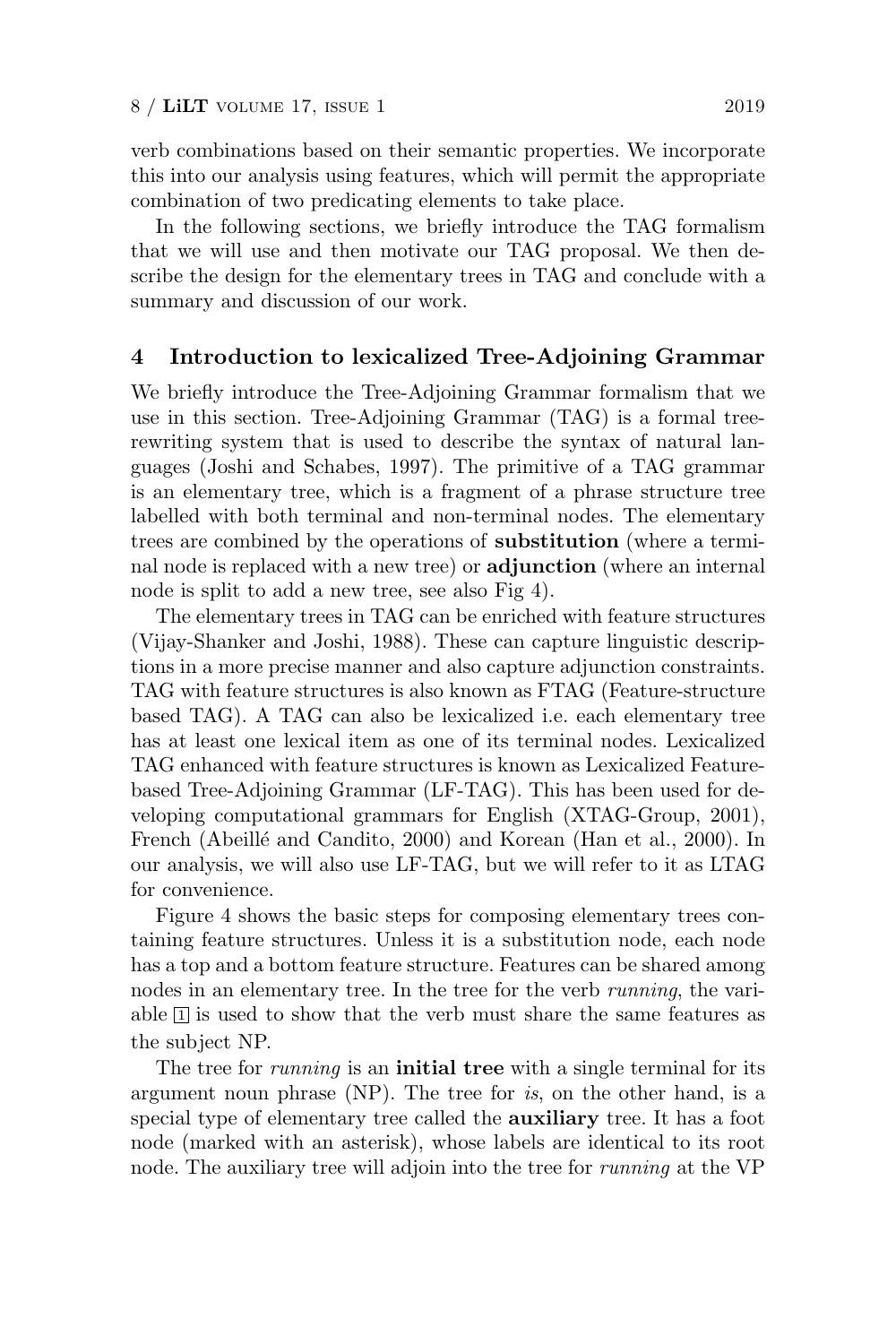verb combinations based on their semantic properties. We incorporate this into our analysis using features, which will permit the appropriate combination of two predicating elements to take place.

In the following sections, we briefly introduce the TAG formalism that we will use and then motivate our TAG proposal. We then describe the design for the elementary trees in TAG and conclude with a summary and discussion of our work.

## 4 Introduction to lexicalized Tree-Adjoining Grammar

We briefly introduce the Tree-Adjoining Grammar formalism that we use in this section. Tree-Adjoining Grammar (TAG) is a formal tree-rewriting system that is used to describe the syntax of natural languages (Joshi and Schabes, 1997). The primitive of a TAG grammar is an elementary tree, which is a fragment of a phrase structure tree labelled with both terminal and non-terminal nodes. The elementary trees are combined by the operations of **substitution** (where a terminal node is replaced with a new tree) or **adjunction** (where an internal node is split to add a new tree, see also Fig 4).

The elementary trees in TAG can be enriched with feature structures (Vijay-Shanker and Joshi, 1988). These can capture linguistic descriptions in a more precise manner and also capture adjunction constraints. TAG with feature structures is also known as FTAG (Feature-structure based TAG). A TAG can also be lexicalized i.e. each elementary tree has at least one lexical item as one of its terminal nodes. Lexicalized TAG enhanced with feature structures is known as Lexicalized Feature-based Tree-Adjoining Grammar (LF-TAG). This has been used for developing computational grammars for English (XTAG-Group, 2001), French (Abeillé and Candito, 2000) and Korean (Han et al., 2000). In our analysis, we will also use LF-TAG, but we will refer to it as LTAG for convenience.

Figure 4 shows the basic steps for composing elementary trees containing feature structures. Unless it is a substitution node, each node has a top and a bottom feature structure. Features can be shared among nodes in an elementary tree. In the tree for the verb *running*, the variable $\boxed{1}$ is used to show that the verb must share the same features as the subject NP.

The tree for *running* is an **initial tree** with a single terminal for its argument noun phrase (NP). The tree for *is*, on the other hand, is a special type of elementary tree called the **auxiliary** tree. It has a foot node (marked with an asterisk), whose labels are identical to its root node. The auxiliary tree will adjoin into the tree for *running* at the VP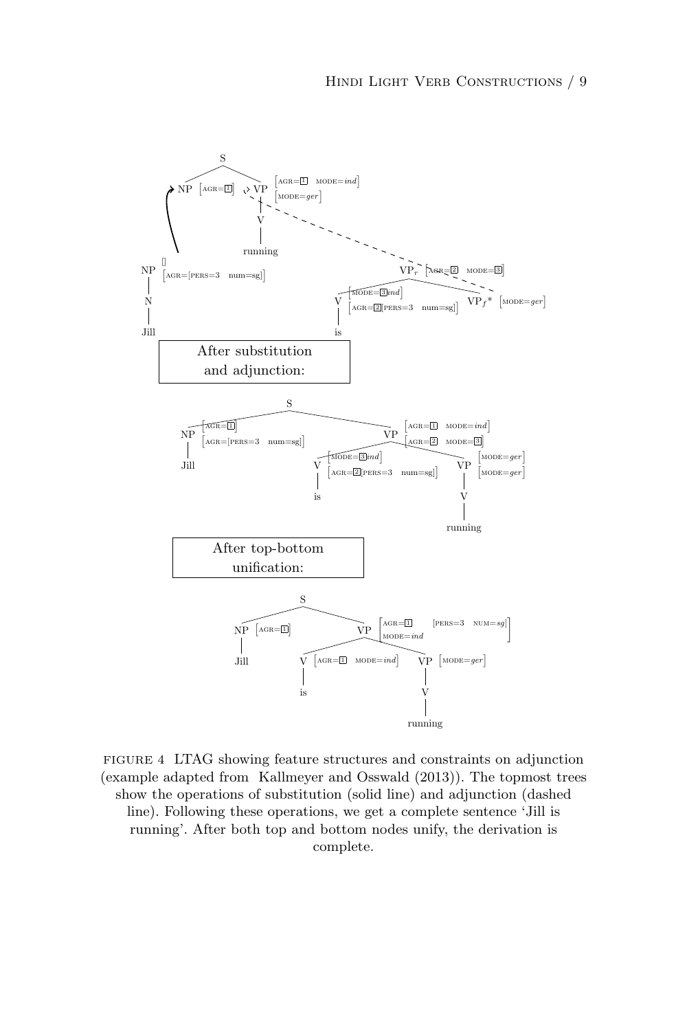FIGURE 4 LTAG showing feature structures and constraints on adjunction (example adapted from Kallmeyer and Osswald (2013)). The topmost trees show the operations of substitution (solid line) and adjunction (dashed line). Following these operations, we get a complete sentence 'Jill is running'. After both top and bottom nodes unify, the derivation is complete.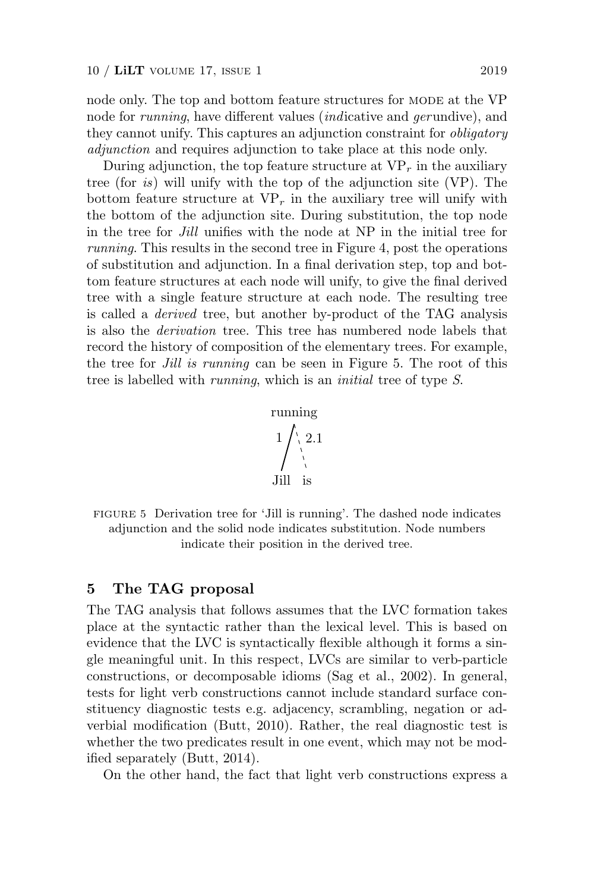node only. The top and bottom feature structures for MODE at the VP node for *running*, have different values (*ind*icative and *ger*undive), and they cannot unify. This captures an adjunction constraint for *obligatory adjunction* and requires adjunction to take place at this node only.

During adjunction, the top feature structure at $VP_r$ in the auxiliary tree (for *is*) will unify with the top of the adjunction site (VP). The bottom feature structure at $VP_r$ in the auxiliary tree will unify with the bottom of the adjunction site. During substitution, the top node in the tree for *Jill* unifies with the node at NP in the initial tree for *running*. This results in the second tree in Figure 4, post the operations of substitution and adjunction. In a final derivation step, top and bottom feature structures at each node will unify, to give the final derived tree with a single feature structure at each node. The resulting tree is called a *derived* tree, but another by-product of the TAG analysis is also the *derivation* tree. This tree has numbered node labels that record the history of composition of the elementary trees. For example, the tree for *Jill is running* can be seen in Figure 5. The root of this tree is labelled with *running*, which is an *initial* tree of type *S*.

```
   running
  1 /  \ 2.1
   /    \
 Jill    is
```

FIGURE 5 Derivation tree for 'Jill is running'. The dashed node indicates adjunction and the solid node indicates substitution. Node numbers indicate their position in the derived tree.

## 5 The TAG proposal

The TAG analysis that follows assumes that the LVC formation takes place at the syntactic rather than the lexical level. This is based on evidence that the LVC is syntactically flexible although it forms a single meaningful unit. In this respect, LVCs are similar to verb-particle constructions, or decomposable idioms (Sag et al., 2002). In general, tests for light verb constructions cannot include standard surface constituency diagnostic tests e.g. adjacency, scrambling, negation or adverbial modification (Butt, 2010). Rather, the real diagnostic test is whether the two predicates result in one event, which may not be modified separately (Butt, 2014).

On the other hand, the fact that light verb constructions express a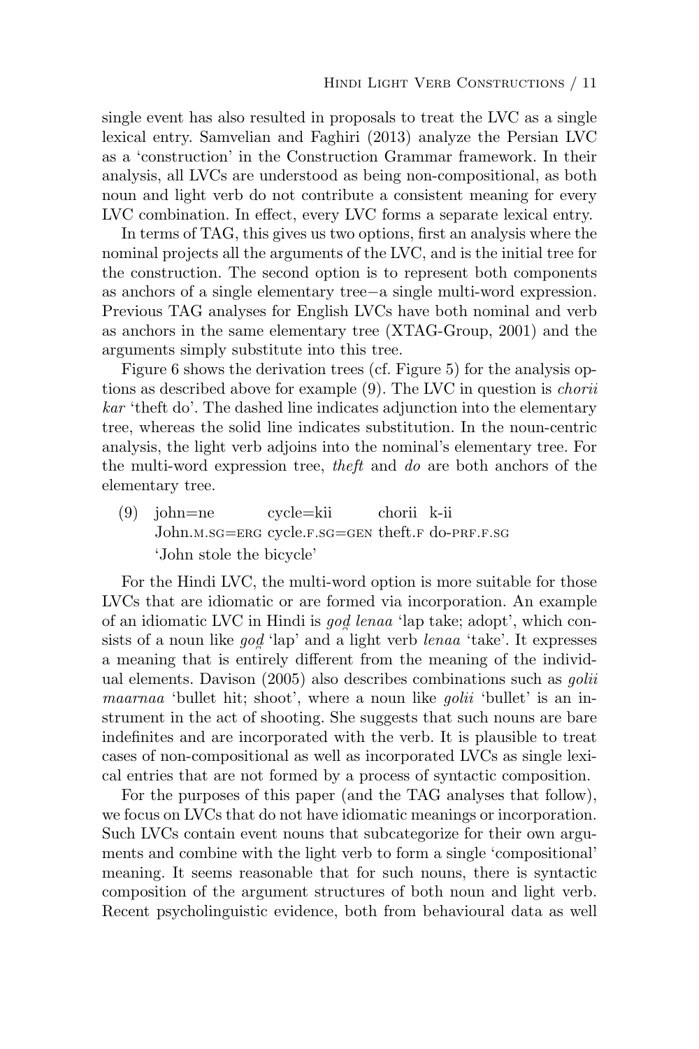single event has also resulted in proposals to treat the LVC as a single lexical entry. Samvelian and Faghiri (2013) analyze the Persian LVC as a 'construction' in the Construction Grammar framework. In their analysis, all LVCs are understood as being non-compositional, as both noun and light verb do not contribute a consistent meaning for every LVC combination. In effect, every LVC forms a separate lexical entry.

In terms of TAG, this gives us two options, first an analysis where the nominal projects all the arguments of the LVC, and is the initial tree for the construction. The second option is to represent both components as anchors of a single elementary tree−a single multi-word expression. Previous TAG analyses for English LVCs have both nominal and verb as anchors in the same elementary tree (XTAG-Group, 2001) and the arguments simply substitute into this tree.

Figure 6 shows the derivation trees (cf. Figure 5) for the analysis options as described above for example (9). The LVC in question is *chorii kar* 'theft do'. The dashed line indicates adjunction into the elementary tree, whereas the solid line indicates substitution. In the noun-centric analysis, the light verb adjoins into the nominal's elementary tree. For the multi-word expression tree, *theft* and *do* are both anchors of the elementary tree.

(9) john=ne cycle=kii chorii k-ii
John.M.SG=ERG cycle.F.SG=GEN theft.F do-PRF.F.SG
'John stole the bicycle'

For the Hindi LVC, the multi-word option is more suitable for those LVCs that are idiomatic or are formed via incorporation. An example of an idiomatic LVC in Hindi is *goḍ lenaa* 'lap take; adopt', which consists of a noun like *goḍ* 'lap' and a light verb *lenaa* 'take'. It expresses a meaning that is entirely different from the meaning of the individual elements. Davison (2005) also describes combinations such as *golii maarnaa* 'bullet hit; shoot', where a noun like *golii* 'bullet' is an instrument in the act of shooting. She suggests that such nouns are bare indefinites and are incorporated with the verb. It is plausible to treat cases of non-compositional as well as incorporated LVCs as single lexical entries that are not formed by a process of syntactic composition.

For the purposes of this paper (and the TAG analyses that follow), we focus on LVCs that do not have idiomatic meanings or incorporation. Such LVCs contain event nouns that subcategorize for their own arguments and combine with the light verb to form a single 'compositional' meaning. It seems reasonable that for such nouns, there is syntactic composition of the argument structures of both noun and light verb. Recent psycholinguistic evidence, both from behavioural data as well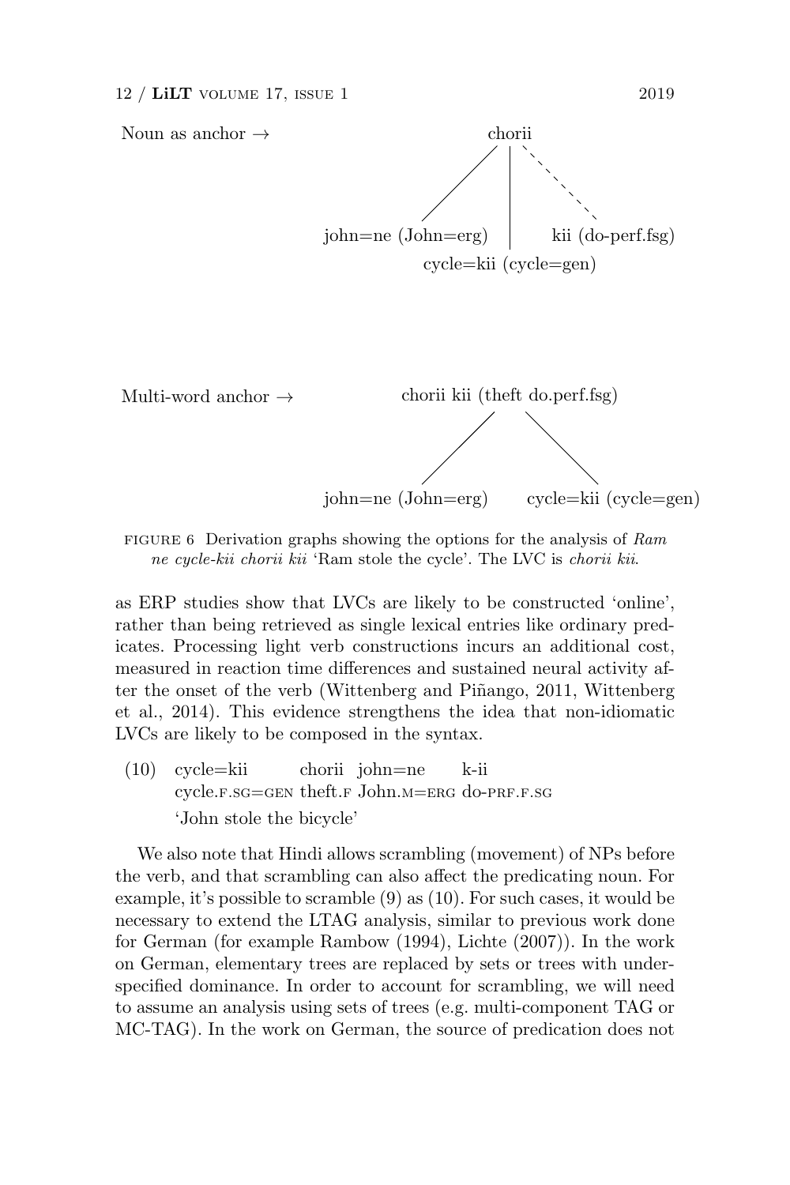Noun as anchor →

```
                chorii
             /    |    \ (dashed)
john=ne (John=erg)  |    kii (do-perf.fsg)
           cycle=kii (cycle=gen)
```

Multi-word anchor →

```
        chorii kii (theft do.perf.fsg)
             /              \
john=ne (John=erg)    cycle=kii (cycle=gen)
```

FIGURE 6 Derivation graphs showing the options for the analysis of *Ram ne cycle-kii chorii kii* 'Ram stole the cycle'. The LVC is *chorii kii*.

as ERP studies show that LVCs are likely to be constructed 'online', rather than being retrieved as single lexical entries like ordinary predicates. Processing light verb constructions incurs an additional cost, measured in reaction time differences and sustained neural activity after the onset of the verb (Wittenberg and Piñango, 2011, Wittenberg et al., 2014). This evidence strengthens the idea that non-idiomatic LVCs are likely to be composed in the syntax.

(10) cycle=kii chorii john=ne k-ii
cycle.F.SG=GEN theft.F John.M=ERG do-PRF.F.SG
'John stole the bicycle'

We also note that Hindi allows scrambling (movement) of NPs before the verb, and that scrambling can also affect the predicating noun. For example, it's possible to scramble (9) as (10). For such cases, it would be necessary to extend the LTAG analysis, similar to previous work done for German (for example Rambow (1994), Lichte (2007)). In the work on German, elementary trees are replaced by sets or trees with underspecified dominance. In order to account for scrambling, we will need to assume an analysis using sets of trees (e.g. multi-component TAG or MC-TAG). In the work on German, the source of predication does not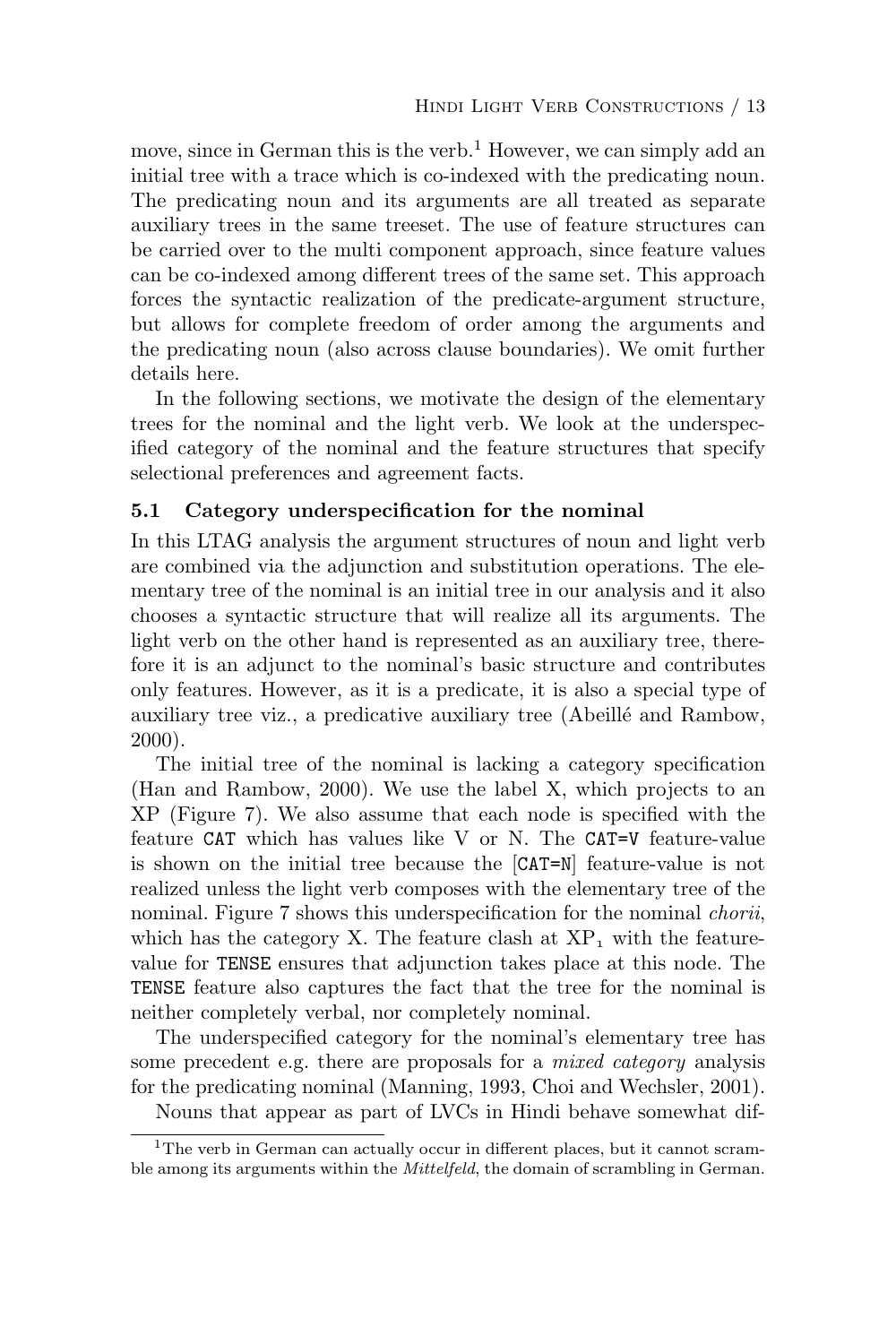move, since in German this is the verb.[1] However, we can simply add an initial tree with a trace which is co-indexed with the predicating noun. The predicating noun and its arguments are all treated as separate auxiliary trees in the same treeset. The use of feature structures can be carried over to the multi component approach, since feature values can be co-indexed among different trees of the same set. This approach forces the syntactic realization of the predicate-argument structure, but allows for complete freedom of order among the arguments and the predicating noun (also across clause boundaries). We omit further details here.

In the following sections, we motivate the design of the elementary trees for the nominal and the light verb. We look at the underspecified category of the nominal and the feature structures that specify selectional preferences and agreement facts.

### 5.1 Category underspecification for the nominal

In this LTAG analysis the argument structures of noun and light verb are combined via the adjunction and substitution operations. The elementary tree of the nominal is an initial tree in our analysis and it also chooses a syntactic structure that will realize all its arguments. The light verb on the other hand is represented as an auxiliary tree, therefore it is an adjunct to the nominal's basic structure and contributes only features. However, as it is a predicate, it is also a special type of auxiliary tree viz., a predicative auxiliary tree (Abeillé and Rambow, 2000).

The initial tree of the nominal is lacking a category specification (Han and Rambow, 2000). We use the label X, which projects to an XP (Figure 7). We also assume that each node is specified with the feature `CAT` which has values like V or N. The `CAT=V` feature-value is shown on the initial tree because the [`CAT=N`] feature-value is not realized unless the light verb composes with the elementary tree of the nominal. Figure 7 shows this underspecification for the nominal *chorii*, which has the category X. The feature clash at $XP_1$ with the feature-value for `TENSE` ensures that adjunction takes place at this node. The `TENSE` feature also captures the fact that the tree for the nominal is neither completely verbal, nor completely nominal.

The underspecified category for the nominal's elementary tree has some precedent e.g. there are proposals for a *mixed category* analysis for the predicating nominal (Manning, 1993, Choi and Wechsler, 2001).

Nouns that appear as part of LVCs in Hindi behave somewhat dif-

[1] The verb in German can actually occur in different places, but it cannot scramble among its arguments within the *Mittelfeld*, the domain of scrambling in German.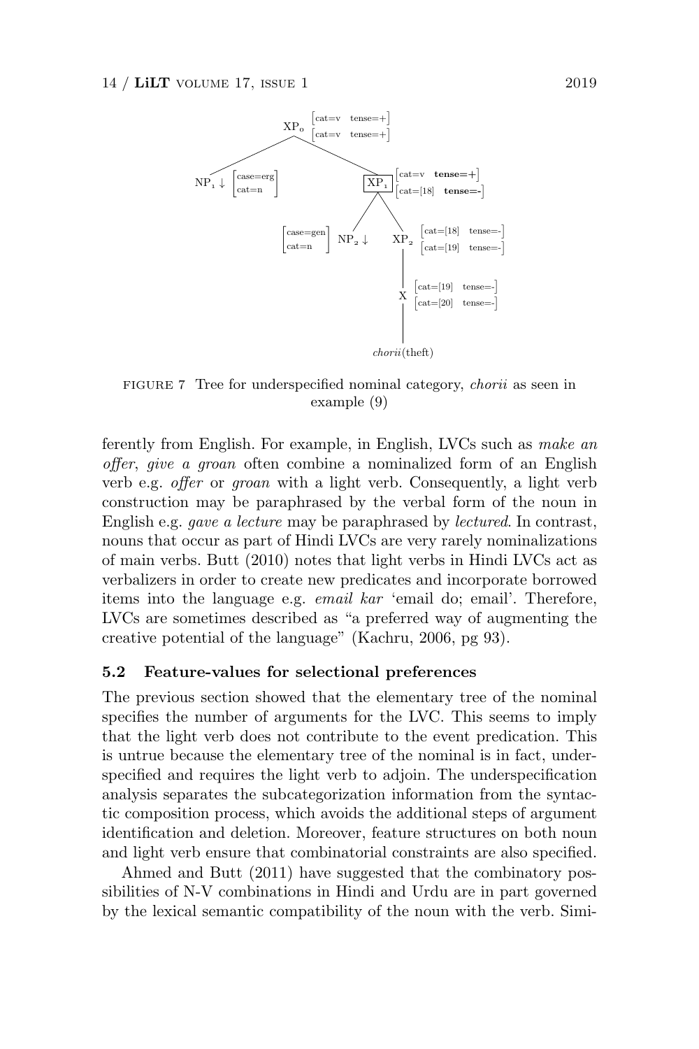FIGURE 7 Tree for underspecified nominal category, *chorii* as seen in example (9)

ferently from English. For example, in English, LVCs such as *make an offer*, *give a groan* often combine a nominalized form of an English verb e.g. *offer* or *groan* with a light verb. Consequently, a light verb construction may be paraphrased by the verbal form of the noun in English e.g. *gave a lecture* may be paraphrased by *lectured*. In contrast, nouns that occur as part of Hindi LVCs are very rarely nominalizations of main verbs. Butt (2010) notes that light verbs in Hindi LVCs act as verbalizers in order to create new predicates and incorporate borrowed items into the language e.g. *email kar* 'email do; email'. Therefore, LVCs are sometimes described as "a preferred way of augmenting the creative potential of the language" (Kachru, 2006, pg 93).

### 5.2 Feature-values for selectional preferences

The previous section showed that the elementary tree of the nominal specifies the number of arguments for the LVC. This seems to imply that the light verb does not contribute to the event predication. This is untrue because the elementary tree of the nominal is in fact, underspecified and requires the light verb to adjoin. The underspecification analysis separates the subcategorization information from the syntactic composition process, which avoids the additional steps of argument identification and deletion. Moreover, feature structures on both noun and light verb ensure that combinatorial constraints are also specified.

Ahmed and Butt (2011) have suggested that the combinatory possibilities of N-V combinations in Hindi and Urdu are in part governed by the lexical semantic compatibility of the noun with the verb. Simi-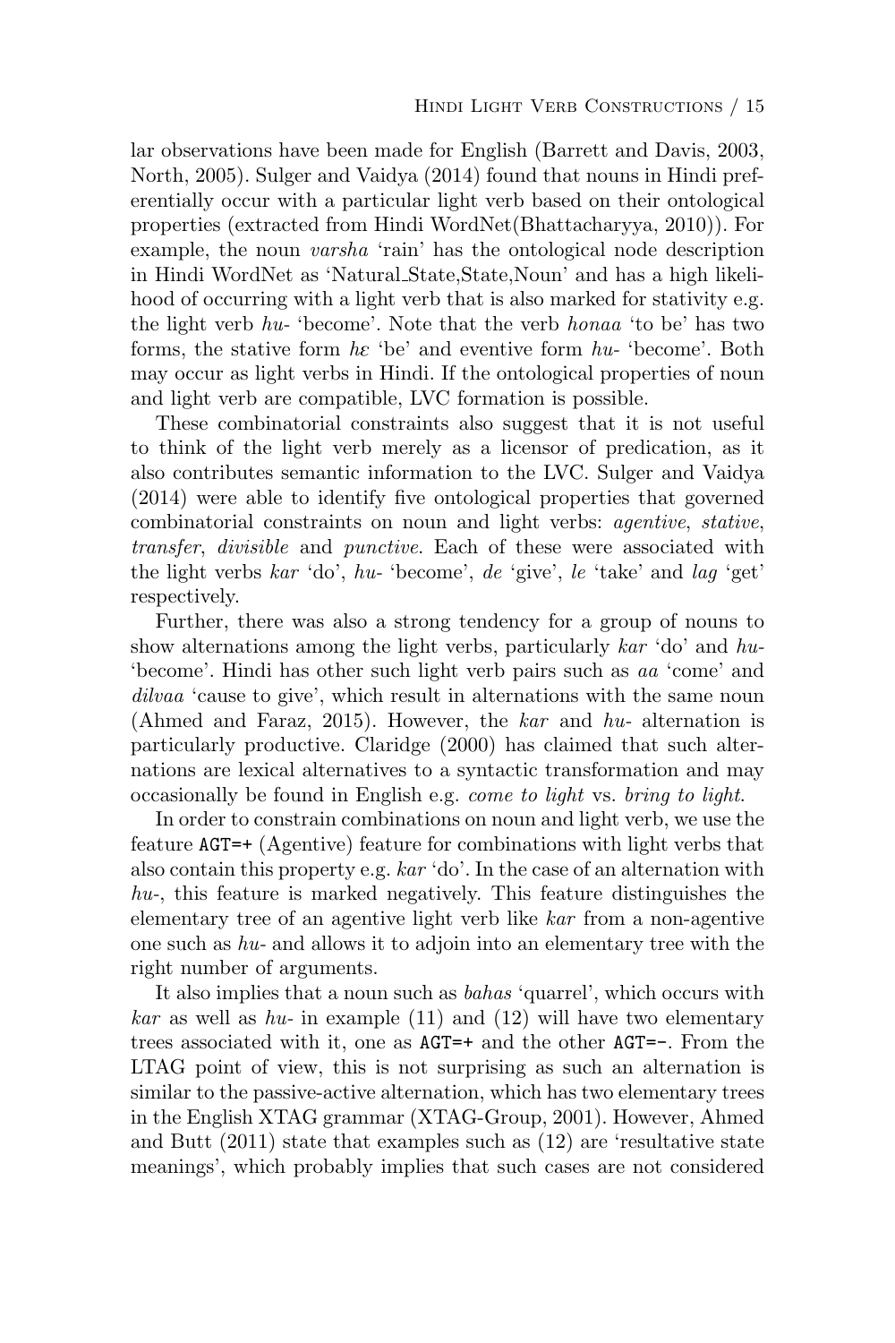lar observations have been made for English (Barrett and Davis, 2003, North, 2005). Sulger and Vaidya (2014) found that nouns in Hindi preferentially occur with a particular light verb based on their ontological properties (extracted from Hindi WordNet(Bhattacharyya, 2010)). For example, the noun *varsha* 'rain' has the ontological node description in Hindi WordNet as 'Natural_State,State,Noun' and has a high likelihood of occurring with a light verb that is also marked for stativity e.g. the light verb *hu-* 'become'. Note that the verb *honaa* 'to be' has two forms, the stative form *hɛ* 'be' and eventive form *hu-* 'become'. Both may occur as light verbs in Hindi. If the ontological properties of noun and light verb are compatible, LVC formation is possible.

These combinatorial constraints also suggest that it is not useful to think of the light verb merely as a licensor of predication, as it also contributes semantic information to the LVC. Sulger and Vaidya (2014) were able to identify five ontological properties that governed combinatorial constraints on noun and light verbs: *agentive*, *stative*, *transfer*, *divisible* and *punctive*. Each of these were associated with the light verbs *kar* 'do', *hu-* 'become', *de* 'give', *le* 'take' and *lag* 'get' respectively.

Further, there was also a strong tendency for a group of nouns to show alternations among the light verbs, particularly *kar* 'do' and *hu-* 'become'. Hindi has other such light verb pairs such as *aa* 'come' and *dilvaa* 'cause to give', which result in alternations with the same noun (Ahmed and Faraz, 2015). However, the *kar* and *hu-* alternation is particularly productive. Claridge (2000) has claimed that such alternations are lexical alternatives to a syntactic transformation and may occasionally be found in English e.g. *come to light* vs. *bring to light*.

In order to constrain combinations on noun and light verb, we use the feature `AGT=+` (Agentive) feature for combinations with light verbs that also contain this property e.g. *kar* 'do'. In the case of an alternation with *hu-*, this feature is marked negatively. This feature distinguishes the elementary tree of an agentive light verb like *kar* from a non-agentive one such as *hu-* and allows it to adjoin into an elementary tree with the right number of arguments.

It also implies that a noun such as *bahas* 'quarrel', which occurs with *kar* as well as *hu-* in example (11) and (12) will have two elementary trees associated with it, one as `AGT=+` and the other `AGT=-`. From the LTAG point of view, this is not surprising as such an alternation is similar to the passive-active alternation, which has two elementary trees in the English XTAG grammar (XTAG-Group, 2001). However, Ahmed and Butt (2011) state that examples such as (12) are 'resultative state meanings', which probably implies that such cases are not considered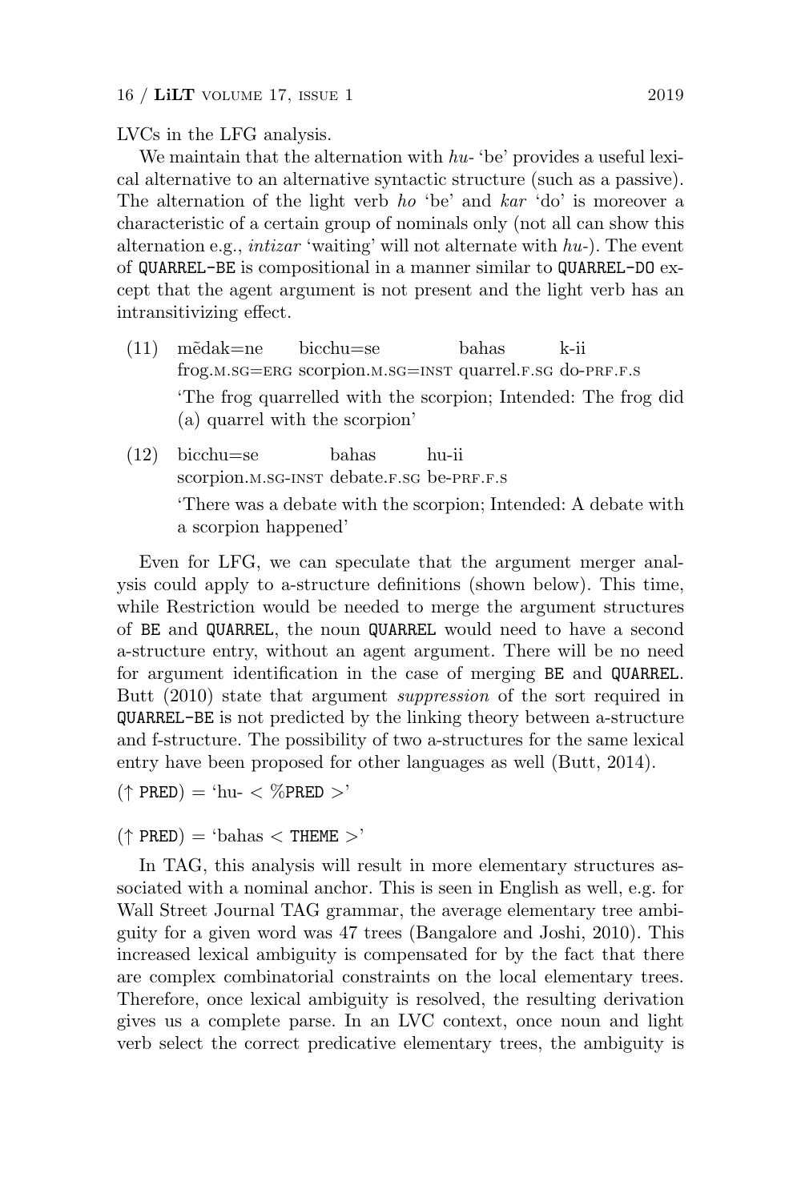LVCs in the LFG analysis.

We maintain that the alternation with *hu-* 'be' provides a useful lexical alternative to an alternative syntactic structure (such as a passive). The alternation of the light verb *ho* 'be' and *kar* 'do' is moreover a characteristic of a certain group of nominals only (not all can show this alternation e.g., *intizar* 'waiting' will not alternate with *hu-*). The event of QUARREL-BE is compositional in a manner similar to QUARREL-DO except that the agent argument is not present and the light verb has an intransitivizing effect.

(11) mẽdak=ne bicchu=se bahas k-ii
frog.M.SG=ERG scorpion.M.SG=INST quarrel.F.SG do-PRF.F.S
'The frog quarrelled with the scorpion; Intended: The frog did (a) quarrel with the scorpion'

(12) bicchu=se bahas hu-ii
scorpion.M.SG-INST debate.F.SG be-PRF.F.S
'There was a debate with the scorpion; Intended: A debate with a scorpion happened'

Even for LFG, we can speculate that the argument merger analysis could apply to a-structure definitions (shown below). This time, while Restriction would be needed to merge the argument structures of BE and QUARREL, the noun QUARREL would need to have a second a-structure entry, without an agent argument. There will be no need for argument identification in the case of merging BE and QUARREL. Butt (2010) state that argument *suppression* of the sort required in QUARREL-BE is not predicted by the linking theory between a-structure and f-structure. The possibility of two a-structures for the same lexical entry have been proposed for other languages as well (Butt, 2014).

(↑ PRED) = 'hu- < %PRED >'

(↑ PRED) = 'bahas < THEME >'

In TAG, this analysis will result in more elementary structures associated with a nominal anchor. This is seen in English as well, e.g. for Wall Street Journal TAG grammar, the average elementary tree ambiguity for a given word was 47 trees (Bangalore and Joshi, 2010). This increased lexical ambiguity is compensated for by the fact that there are complex combinatorial constraints on the local elementary trees. Therefore, once lexical ambiguity is resolved, the resulting derivation gives us a complete parse. In an LVC context, once noun and light verb select the correct predicative elementary trees, the ambiguity is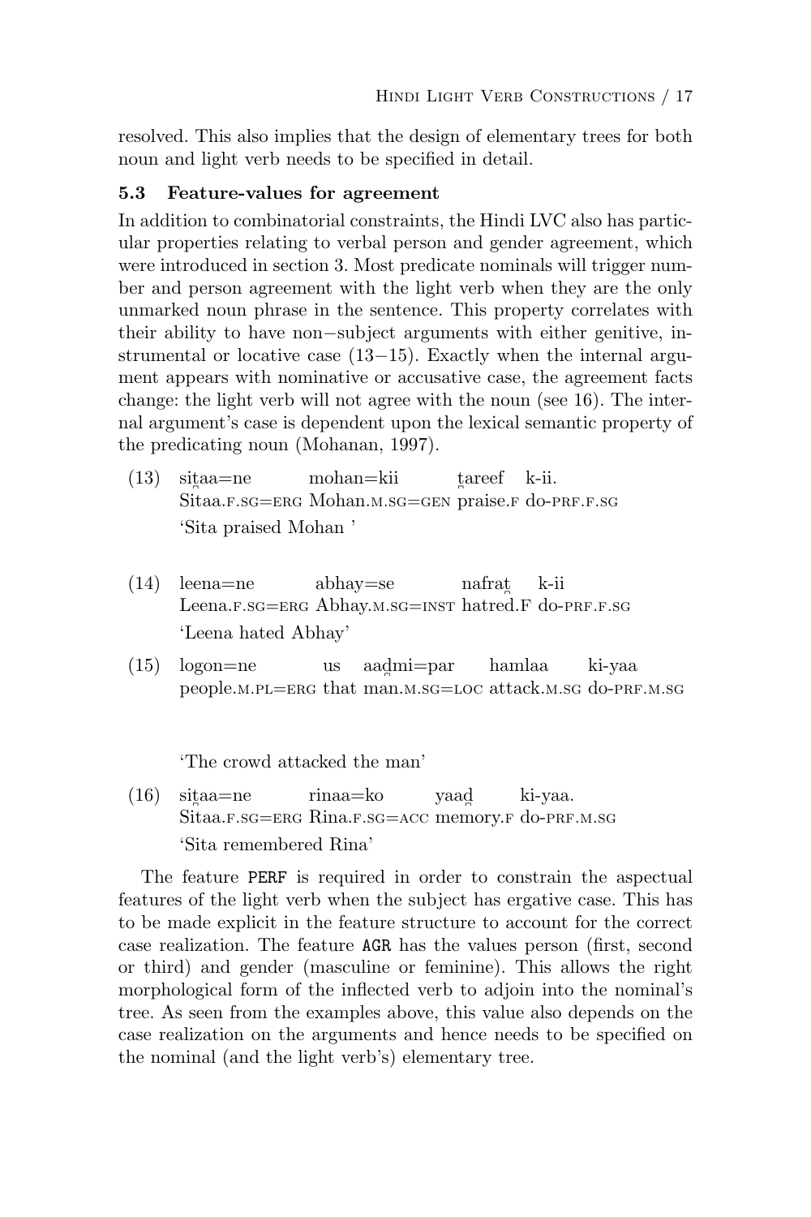resolved. This also implies that the design of elementary trees for both noun and light verb needs to be specified in detail.

### 5.3 Feature-values for agreement

In addition to combinatorial constraints, the Hindi LVC also has particular properties relating to verbal person and gender agreement, which were introduced in section 3. Most predicate nominals will trigger number and person agreement with the light verb when they are the only unmarked noun phrase in the sentence. This property correlates with their ability to have non−subject arguments with either genitive, instrumental or locative case (13−15). Exactly when the internal argument appears with nominative or accusative case, the agreement facts change: the light verb will not agree with the noun (see 16). The internal argument's case is dependent upon the lexical semantic property of the predicating noun (Mohanan, 1997).

(13) siṭaa=ne mohan=kii ṭareef k-ii.
Sitaa.F.SG=ERG Mohan.M.SG=GEN praise.F do-PRF.F.SG
'Sita praised Mohan '

(14) leena=ne abhay=se nafraṭ k-ii
Leena.F.SG=ERG Abhay.M.SG=INST hatred.F do-PRF.F.SG
'Leena hated Abhay'

(15) logon=ne us aaḍmi=par hamlaa ki-yaa
people.M.PL=ERG that man.M.SG=LOC attack.M.SG do-PRF.M.SG

'The crowd attacked the man'

(16) siṭaa=ne rinaa=ko yaaḍ ki-yaa.
Sitaa.F.SG=ERG Rina.F.SG=ACC memory.F do-PRF.M.SG
'Sita remembered Rina'

The feature PERF is required in order to constrain the aspectual features of the light verb when the subject has ergative case. This has to be made explicit in the feature structure to account for the correct case realization. The feature AGR has the values person (first, second or third) and gender (masculine or feminine). This allows the right morphological form of the inflected verb to adjoin into the nominal's tree. As seen from the examples above, this value also depends on the case realization on the arguments and hence needs to be specified on the nominal (and the light verb's) elementary tree.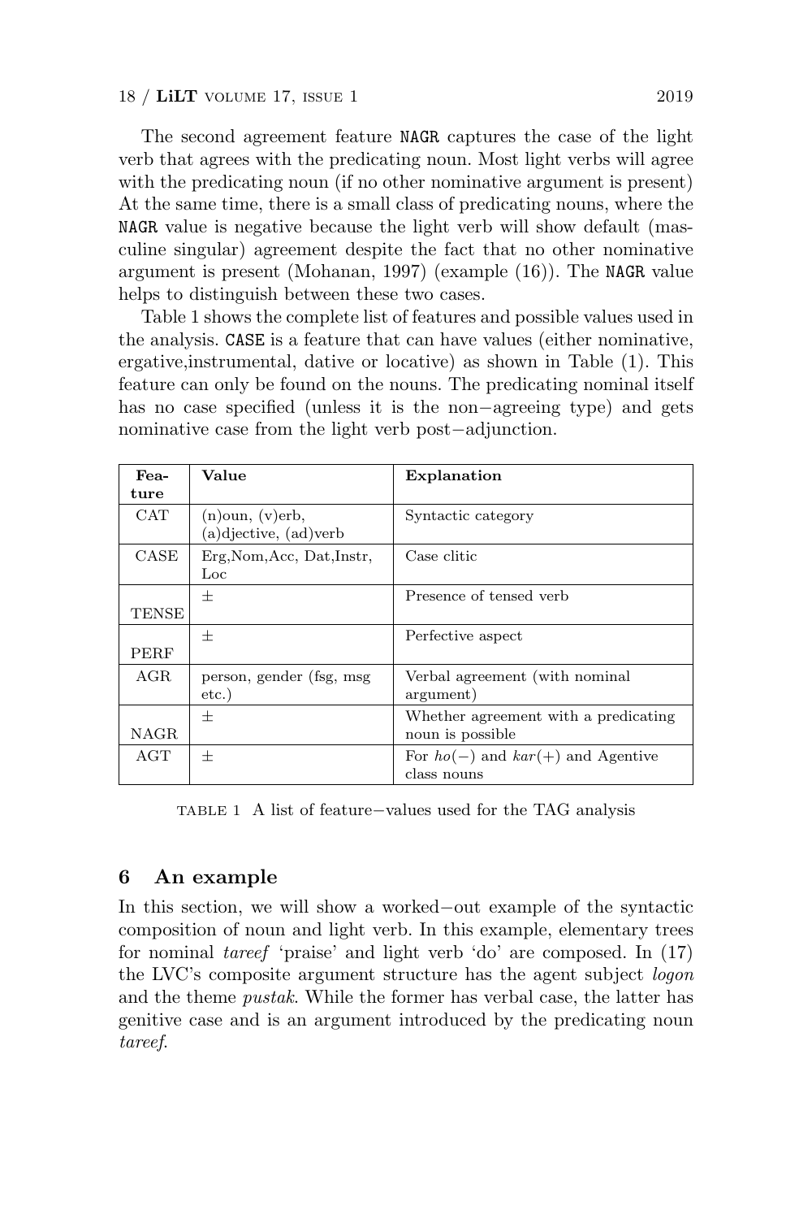The second agreement feature NAGR captures the case of the light verb that agrees with the predicating noun. Most light verbs will agree with the predicating noun (if no other nominative argument is present) At the same time, there is a small class of predicating nouns, where the NAGR value is negative because the light verb will show default (masculine singular) agreement despite the fact that no other nominative argument is present (Mohanan, 1997) (example (16)). The NAGR value helps to distinguish between these two cases.

Table 1 shows the complete list of features and possible values used in the analysis. CASE is a feature that can have values (either nominative, ergative,instrumental, dative or locative) as shown in Table (1). This feature can only be found on the nouns. The predicating nominal itself has no case specified (unless it is the non−agreeing type) and gets nominative case from the light verb post−adjunction.

| Feature | Value | Explanation |
|---|---|---|
| CAT | (n)oun, (v)erb, (a)djective, (ad)verb | Syntactic category |
| CASE | Erg,Nom,Acc, Dat,Instr, Loc | Case clitic |
| TENSE | ± | Presence of tensed verb |
| PERF | ± | Perfective aspect |
| AGR | person, gender (fsg, msg etc.) | Verbal agreement (with nominal argument) |
| NAGR | ± | Whether agreement with a predicating noun is possible |
| AGT | ± | For *ho*(−) and *kar*(+) and Agentive class nouns |

TABLE 1 A list of feature−values used for the TAG analysis

## 6 An example

In this section, we will show a worked−out example of the syntactic composition of noun and light verb. In this example, elementary trees for nominal *tareef* 'praise' and light verb 'do' are composed. In (17) the LVC's composite argument structure has the agent subject *logon* and the theme *pustak*. While the former has verbal case, the latter has genitive case and is an argument introduced by the predicating noun *tareef*.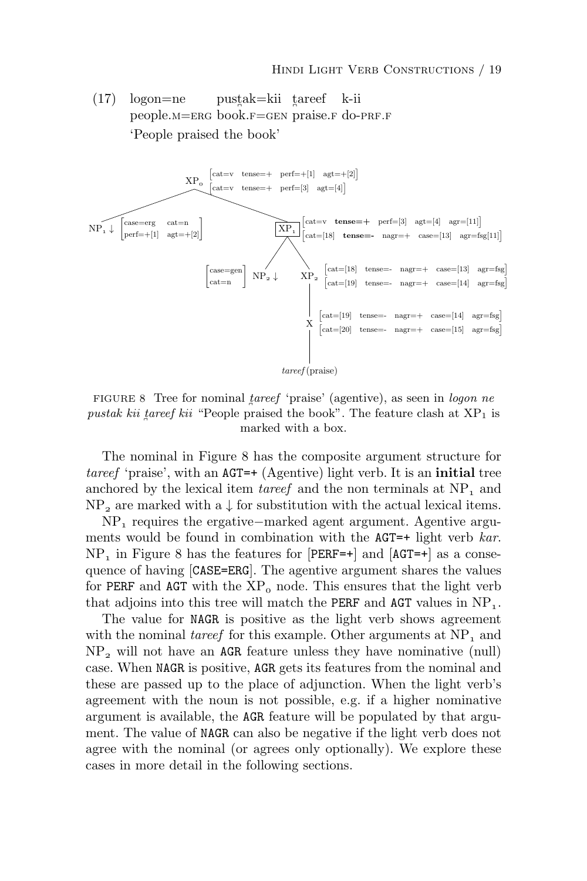(17) logon=ne pusṭak=kii t̪areef k-ii
people.M=ERG book.F=GEN praise.F do-PRF.F
'People praised the book'

FIGURE 8 Tree for nominal *t̪areef* 'praise' (agentive), as seen in *logon ne pustak kii t̪areef kii* "People praised the book". The feature clash at $XP_1$ is marked with a box.

The nominal in Figure 8 has the composite argument structure for *tareef* 'praise', with an AGT=+ (Agentive) light verb. It is an **initial** tree anchored by the lexical item *tareef* and the non terminals at $NP_1$ and $NP_2$ are marked with a ↓ for substitution with the actual lexical items.

$NP_1$ requires the ergative−marked agent argument. Agentive arguments would be found in combination with the AGT=+ light verb *kar*. $NP_1$ in Figure 8 has the features for [PERF=+] and [AGT=+] as a consequence of having [CASE=ERG]. The agentive argument shares the values for PERF and AGT with the $XP_0$ node. This ensures that the light verb that adjoins into this tree will match the PERF and AGT values in $NP_1$.

The value for NAGR is positive as the light verb shows agreement with the nominal *tareef* for this example. Other arguments at $NP_1$ and $NP_2$ will not have an AGR feature unless they have nominative (null) case. When NAGR is positive, AGR gets its features from the nominal and these are passed up to the place of adjunction. When the light verb's agreement with the noun is not possible, e.g. if a higher nominative argument is available, the AGR feature will be populated by that argument. The value of NAGR can also be negative if the light verb does not agree with the nominal (or agrees only optionally). We explore these cases in more detail in the following sections.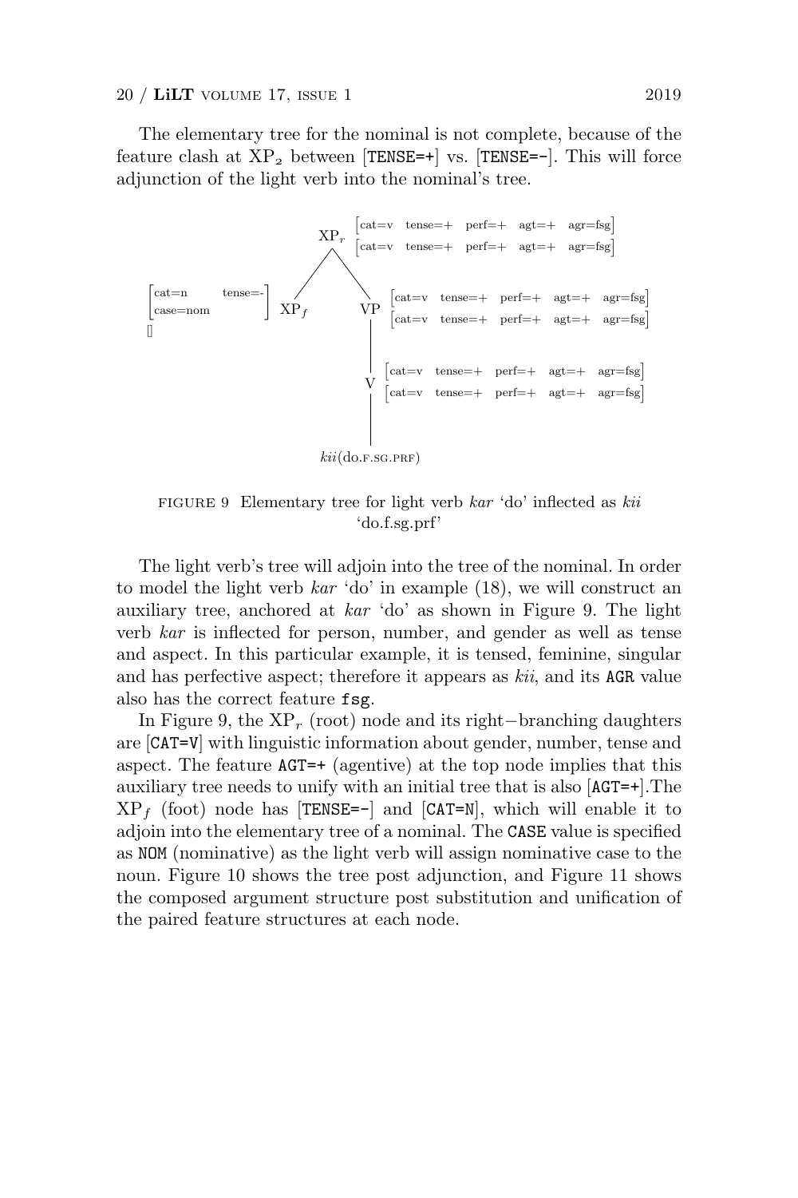The elementary tree for the nominal is not complete, because of the feature clash at $XP_2$ between [TENSE=+] vs. [TENSE=-]. This will force adjunction of the light verb into the nominal's tree.

```
                              [cat=v  tense=+  perf=+  agt=+  agr=fsg]
                        XP_r  [cat=v  tense=+  perf=+  agt=+  agr=fsg]
                       /    \
[cat=n      tense=-]  /      \
[case=nom          ] XP_f    VP  [cat=v  tense=+  perf=+  agt=+  agr=fsg]
[]                           |   [cat=v  tense=+  perf=+  agt=+  agr=fsg]
                             |
                             V   [cat=v  tense=+  perf=+  agt=+  agr=fsg]
                             |   [cat=v  tense=+  perf=+  agt=+  agr=fsg]
                             |
                     kii(do.F.SG.PRF)
```

FIGURE 9 Elementary tree for light verb *kar* 'do' inflected as *kii* 'do.f.sg.prf'

The light verb's tree will adjoin into the tree of the nominal. In order to model the light verb *kar* 'do' in example (18), we will construct an auxiliary tree, anchored at *kar* 'do' as shown in Figure 9. The light verb *kar* is inflected for person, number, and gender as well as tense and aspect. In this particular example, it is tensed, feminine, singular and has perfective aspect; therefore it appears as *kii*, and its AGR value also has the correct feature fsg.

In Figure 9, the $XP_r$ (root) node and its right−branching daughters are [CAT=V] with linguistic information about gender, number, tense and aspect. The feature AGT=+ (agentive) at the top node implies that this auxiliary tree needs to unify with an initial tree that is also [AGT=+].The $XP_f$ (foot) node has [TENSE=-] and [CAT=N], which will enable it to adjoin into the elementary tree of a nominal. The CASE value is specified as NOM (nominative) as the light verb will assign nominative case to the noun. Figure 10 shows the tree post adjunction, and Figure 11 shows the composed argument structure post substitution and unification of the paired feature structures at each node.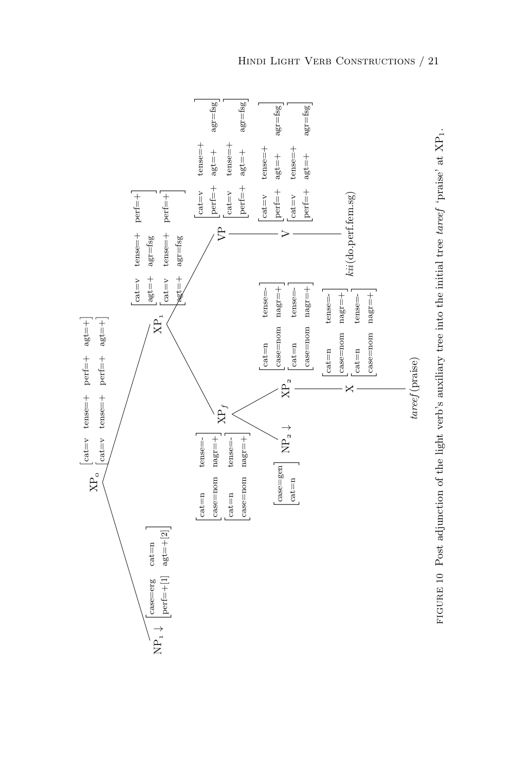```
XP_0  [cat=v  tense=+  perf=+  agt=+]
      [cat=v  tense=+  perf=+  agt=+]
├── NP_1 ↓  [case=erg   cat=n     ]
│           [perf=+[1]  agt=+[2]  ]
└── XP_1  [cat=v  tense=+  perf=+]
          [agt=+  agr=fsg        ]
          [cat=v  tense=+  perf=+]
          [agt=+  agr=fsg        ]
    ├── XP_f  [cat=n     tense=-]
    │         [case=nom  nagr=+ ]
    │         [cat=n     tense=-]
    │         [case=nom  nagr=+ ]
    │   ├── NP_2 ↓  [case=gen]
    │   │           [cat=n   ]
    │   └── XP_2  [cat=n     tense=-]
    │             [case=nom  nagr=+ ]
    │             [cat=n     tense=-]
    │             [case=nom  nagr=+ ]
    │       └── X  [cat=n     tense=-]
    │              [case=nom  nagr=+ ]
    │              [cat=n     tense=-]
    │              [case=nom  nagr=+ ]
    │           └── tareef (praise)
    └── VP  [cat=v   tense=+         ]
            [perf=+  agt=+    agr=fsg]
            [cat=v   tense=+         ]
            [perf=+  agt=+    agr=fsg]
        └── V  [cat=v   tense=+         ]
               [perf=+  agt=+    agr=fsg]
               [cat=v   tense=+         ]
               [perf=+  agt=+    agr=fsg]
            └── kii (do.perf.fem.sg)
```

FIGURE 10 Post adjunction of the light verb's auxiliary tree into the initial tree *tareef* 'praise' at $XP_1$.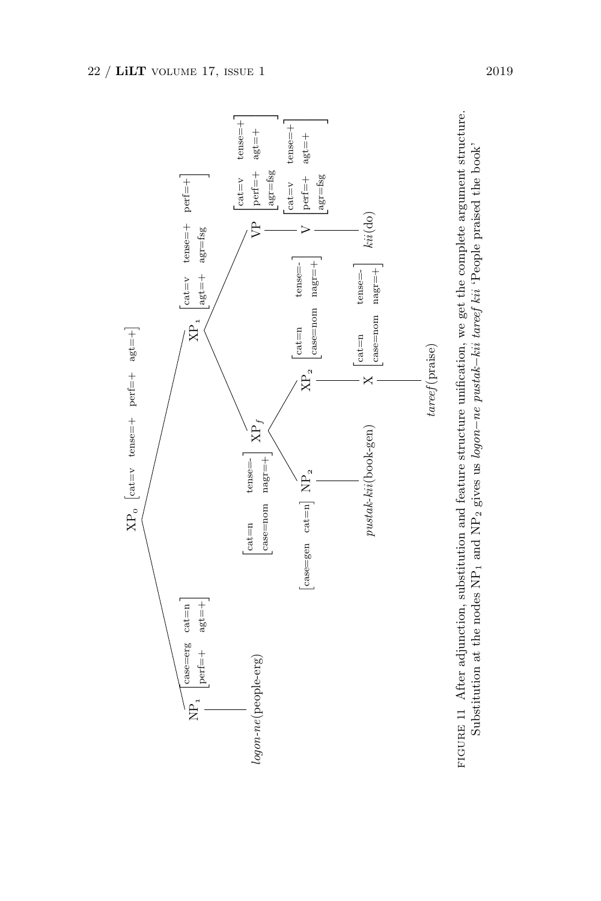```
XP_o [cat=v  tense=+  perf=+  agt=+]
├── NP_1 [case=erg  cat=n
│         perf=+    agt=+]
│   └── logon-ne(people-erg)
└── XP_1 [cat=v  tense=+  perf=+
          agt=+  agr=fsg]
    ├── XP_f [cat=n     tense=-
    │         case=nom  nagr=+]
    │   ├── NP_2 [case=gen  cat=n]
    │   │   └── pustak-kii(book-gen)
    │   └── XP_2 [cat=n     tense=-
    │             case=nom  nagr=+]
    │       └── X [cat=n     tense=-
    │              case=nom  nagr=+]
    │           └── tareef(praise)
    └── VP [cat=v   tense=+
            perf=+  agt=+
            agr=fsg]
        └── V [cat=v   tense=+
               perf=+  agt=+
               agr=fsg]
            └── kii(do)
```

FIGURE 11 After adjunction, substitution and feature structure unification, we get the complete argument structure. Substitution at the nodes $NP_1$ and $NP_2$ gives us *logon–ne pustak–kii tareef kii* 'People praised the book'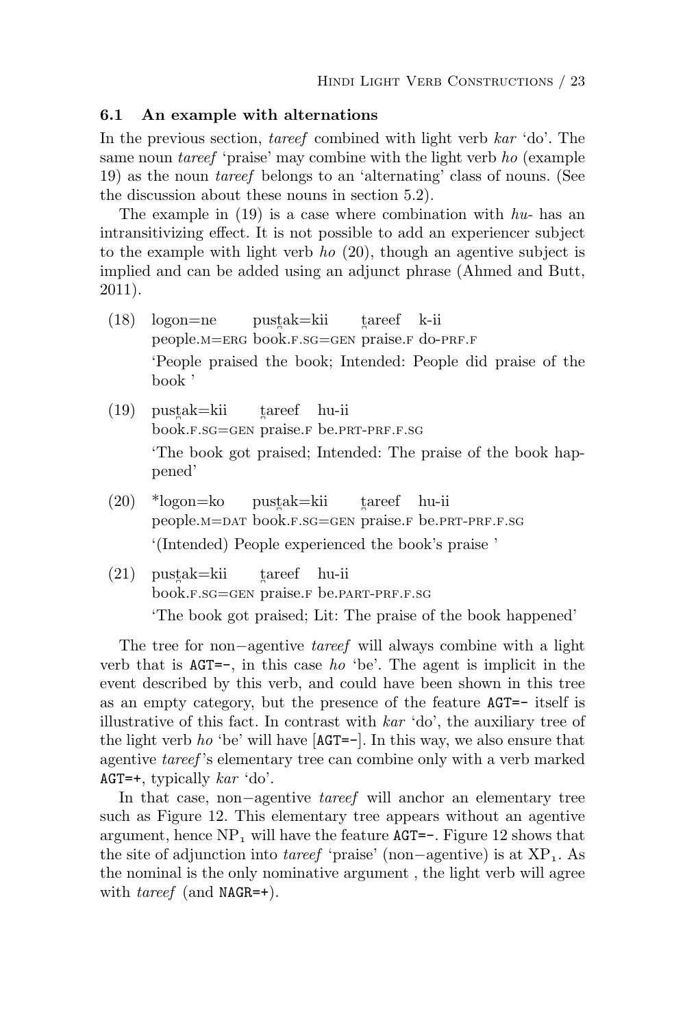### 6.1 An example with alternations

In the previous section, *tareef* combined with light verb *kar* 'do'. The same noun *tareef* 'praise' may combine with the light verb *ho* (example 19) as the noun *tareef* belongs to an 'alternating' class of nouns. (See the discussion about these nouns in section 5.2).

The example in (19) is a case where combination with *hu-* has an intransitivizing effect. It is not possible to add an experiencer subject to the example with light verb *ho* (20), though an agentive subject is implied and can be added using an adjunct phrase (Ahmed and Butt, 2011).

(18) logon=ne pust̪ak=kii t̪areef k-ii
people.M=ERG book.F.SG=GEN praise.F do-PRF.F
'People praised the book; Intended: People did praise of the book '

(19) pust̪ak=kii t̪areef hu-ii
book.F.SG=GEN praise.F be.PRT-PRF.F.SG
'The book got praised; Intended: The praise of the book happened'

(20) *logon=ko pust̪ak=kii t̪areef hu-ii
people.M=DAT book.F.SG=GEN praise.F be.PRT-PRF.F.SG
'(Intended) People experienced the book's praise '

(21) pust̪ak=kii t̪areef hu-ii
book.F.SG=GEN praise.F be.PART-PRF.F.SG
'The book got praised; Lit: The praise of the book happened'

The tree for non−agentive *tareef* will always combine with a light verb that is `AGT=-`, in this case *ho* 'be'. The agent is implicit in the event described by this verb, and could have been shown in this tree as an empty category, but the presence of the feature `AGT=-` itself is illustrative of this fact. In contrast with *kar* 'do', the auxiliary tree of the light verb *ho* 'be' will have [`AGT=-`]. In this way, we also ensure that agentive *tareef*'s elementary tree can combine only with a verb marked `AGT=+`, typically *kar* 'do'.

In that case, non−agentive *tareef* will anchor an elementary tree such as Figure 12. This elementary tree appears without an agentive argument, hence $NP_1$ will have the feature `AGT=-`. Figure 12 shows that the site of adjunction into *tareef* 'praise' (non−agentive) is at $XP_1$. As the nominal is the only nominative argument , the light verb will agree with *tareef* (and `NAGR=+`).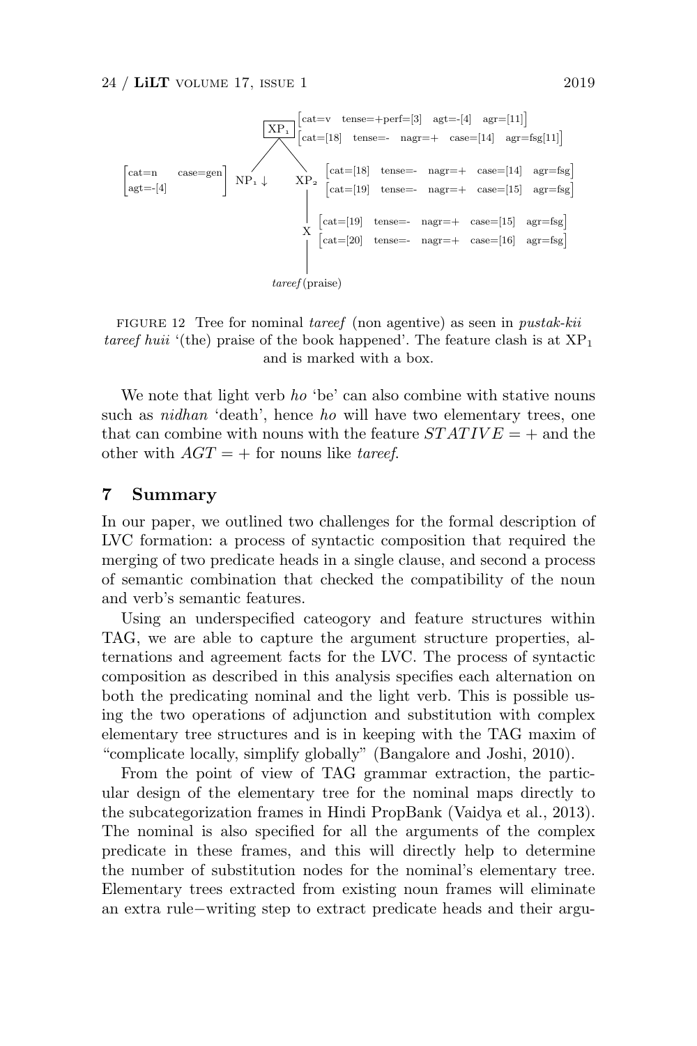$$
\begin{array}{c}
\boxed{XP_1}\ \begin{bmatrix}\text{cat=v} & \text{tense=+perf=[3]} & \text{agt=-[4]} & \text{agr=[11]}\end{bmatrix} \\
\qquad\quad \begin{bmatrix}\text{cat=[18]} & \text{tense=-} & \text{nagr=+} & \text{case=[14]} & \text{agr=fsg[11]}\end{bmatrix}
\end{array}
$$

$$
\begin{bmatrix}\text{cat=n} & \text{case=gen} \\ \text{agt=-[4]} & \end{bmatrix} NP_1 \downarrow \qquad XP_2 \begin{array}{l}\begin{bmatrix}\text{cat=[18]} & \text{tense=-} & \text{nagr=+} & \text{case=[14]} & \text{agr=fsg}\end{bmatrix} \\ \begin{bmatrix}\text{cat=[19]} & \text{tense=-} & \text{nagr=+} & \text{case=[15]} & \text{agr=fsg}\end{bmatrix}\end{array}
$$

$$
X \begin{array}{l}\begin{bmatrix}\text{cat=[19]} & \text{tense=-} & \text{nagr=+} & \text{case=[15]} & \text{agr=fsg}\end{bmatrix} \\ \begin{bmatrix}\text{cat=[20]} & \text{tense=-} & \text{nagr=+} & \text{case=[16]} & \text{agr=fsg}\end{bmatrix}\end{array}
$$

*tareef* (praise)

FIGURE 12 Tree for nominal *tareef* (non agentive) as seen in *pustak-kii tareef huii* '(the) praise of the book happened'. The feature clash is at $XP_1$ and is marked with a box.

We note that light verb *ho* 'be' can also combine with stative nouns such as *nidhan* 'death', hence *ho* will have two elementary trees, one that can combine with nouns with the feature $STATIVE = +$ and the other with $AGT = +$ for nouns like *tareef*.

## 7 Summary

In our paper, we outlined two challenges for the formal description of LVC formation: a process of syntactic composition that required the merging of two predicate heads in a single clause, and second a process of semantic combination that checked the compatibility of the noun and verb's semantic features.

Using an underspecified cateogory and feature structures within TAG, we are able to capture the argument structure properties, alternations and agreement facts for the LVC. The process of syntactic composition as described in this analysis specifies each alternation on both the predicating nominal and the light verb. This is possible using the two operations of adjunction and substitution with complex elementary tree structures and is in keeping with the TAG maxim of "complicate locally, simplify globally" (Bangalore and Joshi, 2010).

From the point of view of TAG grammar extraction, the particular design of the elementary tree for the nominal maps directly to the subcategorization frames in Hindi PropBank (Vaidya et al., 2013). The nominal is also specified for all the arguments of the complex predicate in these frames, and this will directly help to determine the number of substitution nodes for the nominal's elementary tree. Elementary trees extracted from existing noun frames will eliminate an extra rule−writing step to extract predicate heads and their argu-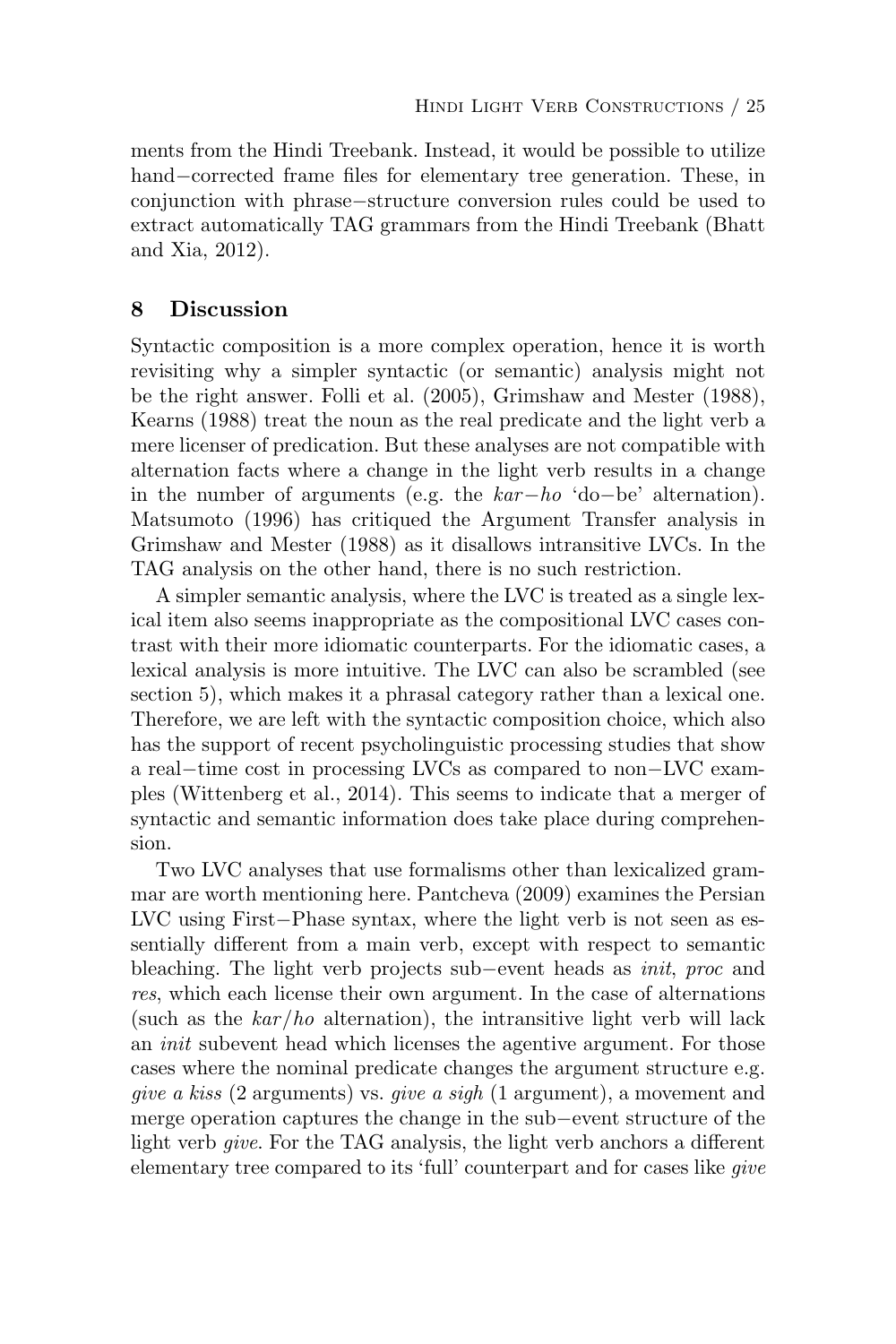ments from the Hindi Treebank. Instead, it would be possible to utilize hand−corrected frame files for elementary tree generation. These, in conjunction with phrase−structure conversion rules could be used to extract automatically TAG grammars from the Hindi Treebank (Bhatt and Xia, 2012).

## 8 Discussion

Syntactic composition is a more complex operation, hence it is worth revisiting why a simpler syntactic (or semantic) analysis might not be the right answer. Folli et al. (2005), Grimshaw and Mester (1988), Kearns (1988) treat the noun as the real predicate and the light verb a mere licenser of predication. But these analyses are not compatible with alternation facts where a change in the light verb results in a change in the number of arguments (e.g. the *kar−ho* 'do−be' alternation). Matsumoto (1996) has critiqued the Argument Transfer analysis in Grimshaw and Mester (1988) as it disallows intransitive LVCs. In the TAG analysis on the other hand, there is no such restriction.

A simpler semantic analysis, where the LVC is treated as a single lexical item also seems inappropriate as the compositional LVC cases contrast with their more idiomatic counterparts. For the idiomatic cases, a lexical analysis is more intuitive. The LVC can also be scrambled (see section 5), which makes it a phrasal category rather than a lexical one. Therefore, we are left with the syntactic composition choice, which also has the support of recent psycholinguistic processing studies that show a real−time cost in processing LVCs as compared to non−LVC examples (Wittenberg et al., 2014). This seems to indicate that a merger of syntactic and semantic information does take place during comprehension.

Two LVC analyses that use formalisms other than lexicalized grammar are worth mentioning here. Pantcheva (2009) examines the Persian LVC using First−Phase syntax, where the light verb is not seen as essentially different from a main verb, except with respect to semantic bleaching. The light verb projects sub−event heads as *init*, *proc* and *res*, which each license their own argument. In the case of alternations (such as the *kar/ho* alternation), the intransitive light verb will lack an *init* subevent head which licenses the agentive argument. For those cases where the nominal predicate changes the argument structure e.g. *give a kiss* (2 arguments) vs. *give a sigh* (1 argument), a movement and merge operation captures the change in the sub−event structure of the light verb *give*. For the TAG analysis, the light verb anchors a different elementary tree compared to its 'full' counterpart and for cases like *give*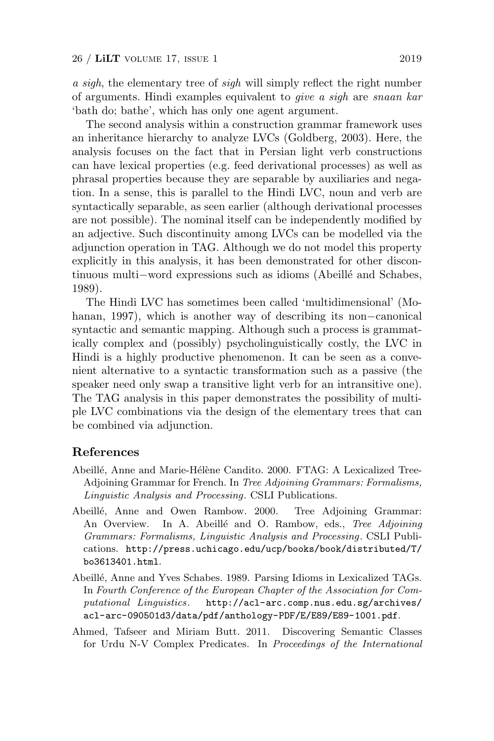*a sigh*, the elementary tree of *sigh* will simply reflect the right number of arguments. Hindi examples equivalent to *give a sigh* are *snaan kar* 'bath do; bathe', which has only one agent argument.

The second analysis within a construction grammar framework uses an inheritance hierarchy to analyze LVCs (Goldberg, 2003). Here, the analysis focuses on the fact that in Persian light verb constructions can have lexical properties (e.g. feed derivational processes) as well as phrasal properties because they are separable by auxiliaries and negation. In a sense, this is parallel to the Hindi LVC, noun and verb are syntactically separable, as seen earlier (although derivational processes are not possible). The nominal itself can be independently modified by an adjective. Such discontinuity among LVCs can be modelled via the adjunction operation in TAG. Although we do not model this property explicitly in this analysis, it has been demonstrated for other discontinuous multi−word expressions such as idioms (Abeillé and Schabes, 1989).

The Hindi LVC has sometimes been called 'multidimensional' (Mohanan, 1997), which is another way of describing its non−canonical syntactic and semantic mapping. Although such a process is grammatically complex and (possibly) psycholinguistically costly, the LVC in Hindi is a highly productive phenomenon. It can be seen as a convenient alternative to a syntactic transformation such as a passive (the speaker need only swap a transitive light verb for an intransitive one). The TAG analysis in this paper demonstrates the possibility of multiple LVC combinations via the design of the elementary trees that can be combined via adjunction.

## References

Abeillé, Anne and Marie-Hélène Candito. 2000. FTAG: A Lexicalized Tree-Adjoining Grammar for French. In *Tree Adjoining Grammars: Formalisms, Linguistic Analysis and Processing*. CSLI Publications.

Abeillé, Anne and Owen Rambow. 2000. Tree Adjoining Grammar: An Overview. In A. Abeillé and O. Rambow, eds., *Tree Adjoining Grammars: Formalisms, Linguistic Analysis and Processing*. CSLI Publications. http://press.uchicago.edu/ucp/books/book/distributed/T/bo3613401.html.

Abeillé, Anne and Yves Schabes. 1989. Parsing Idioms in Lexicalized TAGs. In *Fourth Conference of the European Chapter of the Association for Computational Linguistics*. http://acl-arc.comp.nus.edu.sg/archives/acl-arc-090501d3/data/pdf/anthology-PDF/E/E89/E89-1001.pdf.

Ahmed, Tafseer and Miriam Butt. 2011. Discovering Semantic Classes for Urdu N-V Complex Predicates. In *Proceedings of the International*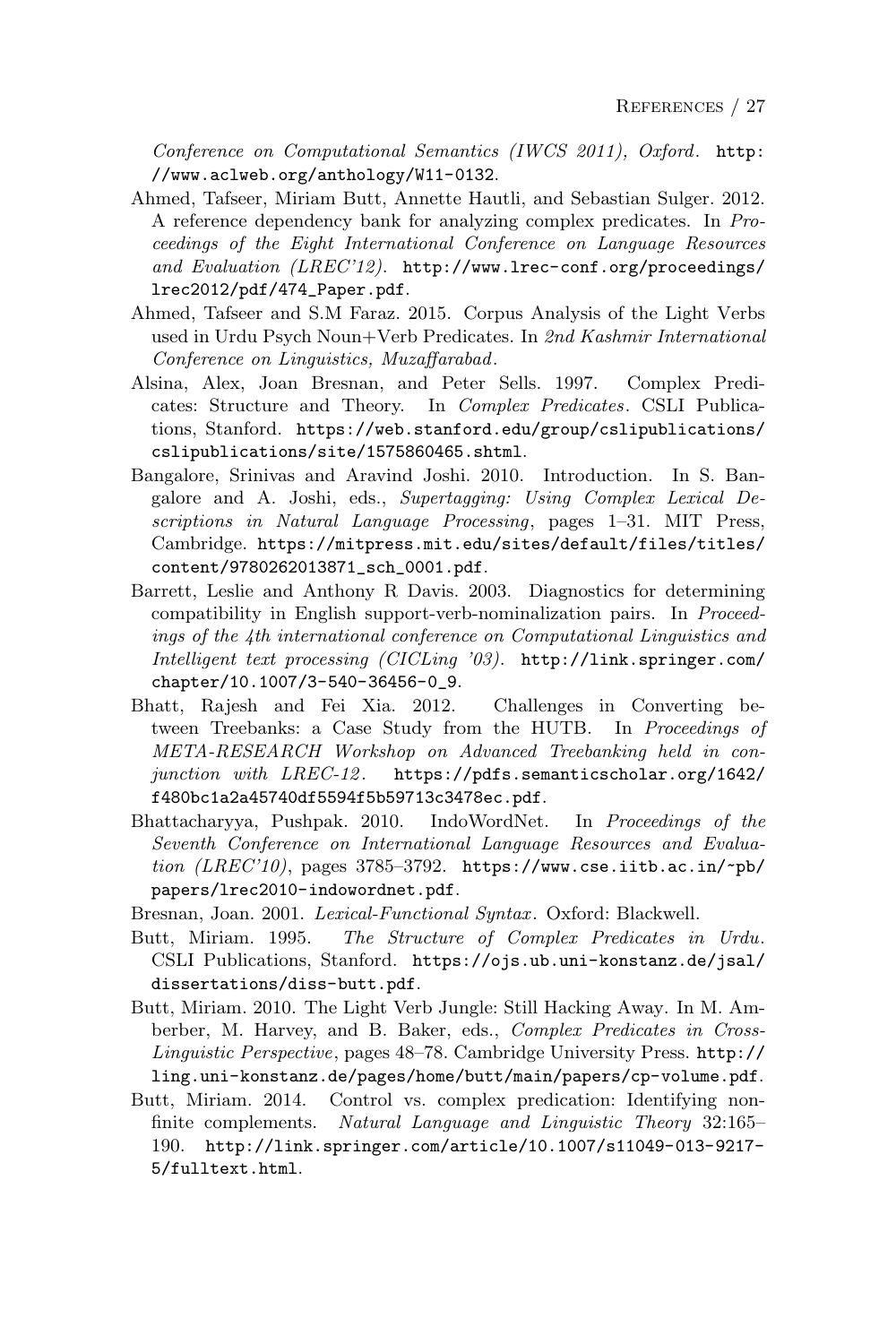*Conference on Computational Semantics (IWCS 2011), Oxford*. http://www.aclweb.org/anthology/W11-0132.

Ahmed, Tafseer, Miriam Butt, Annette Hautli, and Sebastian Sulger. 2012. A reference dependency bank for analyzing complex predicates. In *Proceedings of the Eight International Conference on Language Resources and Evaluation (LREC'12)*. http://www.lrec-conf.org/proceedings/lrec2012/pdf/474_Paper.pdf.

Ahmed, Tafseer and S.M Faraz. 2015. Corpus Analysis of the Light Verbs used in Urdu Psych Noun+Verb Predicates. In *2nd Kashmir International Conference on Linguistics, Muzaffarabad*.

Alsina, Alex, Joan Bresnan, and Peter Sells. 1997. Complex Predicates: Structure and Theory. In *Complex Predicates*. CSLI Publications, Stanford. https://web.stanford.edu/group/cslipublications/cslipublications/site/1575860465.shtml.

Bangalore, Srinivas and Aravind Joshi. 2010. Introduction. In S. Bangalore and A. Joshi, eds., *Supertagging: Using Complex Lexical Descriptions in Natural Language Processing*, pages 1–31. MIT Press, Cambridge. https://mitpress.mit.edu/sites/default/files/titles/content/9780262013871_sch_0001.pdf.

Barrett, Leslie and Anthony R Davis. 2003. Diagnostics for determining compatibility in English support-verb-nominalization pairs. In *Proceedings of the 4th international conference on Computational Linguistics and Intelligent text processing (CICLing '03)*. http://link.springer.com/chapter/10.1007/3-540-36456-0_9.

Bhatt, Rajesh and Fei Xia. 2012. Challenges in Converting between Treebanks: a Case Study from the HUTB. In *Proceedings of META-RESEARCH Workshop on Advanced Treebanking held in conjunction with LREC-12*. https://pdfs.semanticscholar.org/1642/f480bc1a2a45740df5594f5b59713c3478ec.pdf.

Bhattacharyya, Pushpak. 2010. IndoWordNet. In *Proceedings of the Seventh Conference on International Language Resources and Evaluation (LREC'10)*, pages 3785–3792. https://www.cse.iitb.ac.in/~pb/papers/lrec2010-indowordnet.pdf.

Bresnan, Joan. 2001. *Lexical-Functional Syntax*. Oxford: Blackwell.

Butt, Miriam. 1995. *The Structure of Complex Predicates in Urdu*. CSLI Publications, Stanford. https://ojs.ub.uni-konstanz.de/jsal/dissertations/diss-butt.pdf.

Butt, Miriam. 2010. The Light Verb Jungle: Still Hacking Away. In M. Amberber, M. Harvey, and B. Baker, eds., *Complex Predicates in Cross-Linguistic Perspective*, pages 48–78. Cambridge University Press. http://ling.uni-konstanz.de/pages/home/butt/main/papers/cp-volume.pdf.

Butt, Miriam. 2014. Control vs. complex predication: Identifying non-finite complements. *Natural Language and Linguistic Theory* 32:165–190. http://link.springer.com/article/10.1007/s11049-013-9217-5/fulltext.html.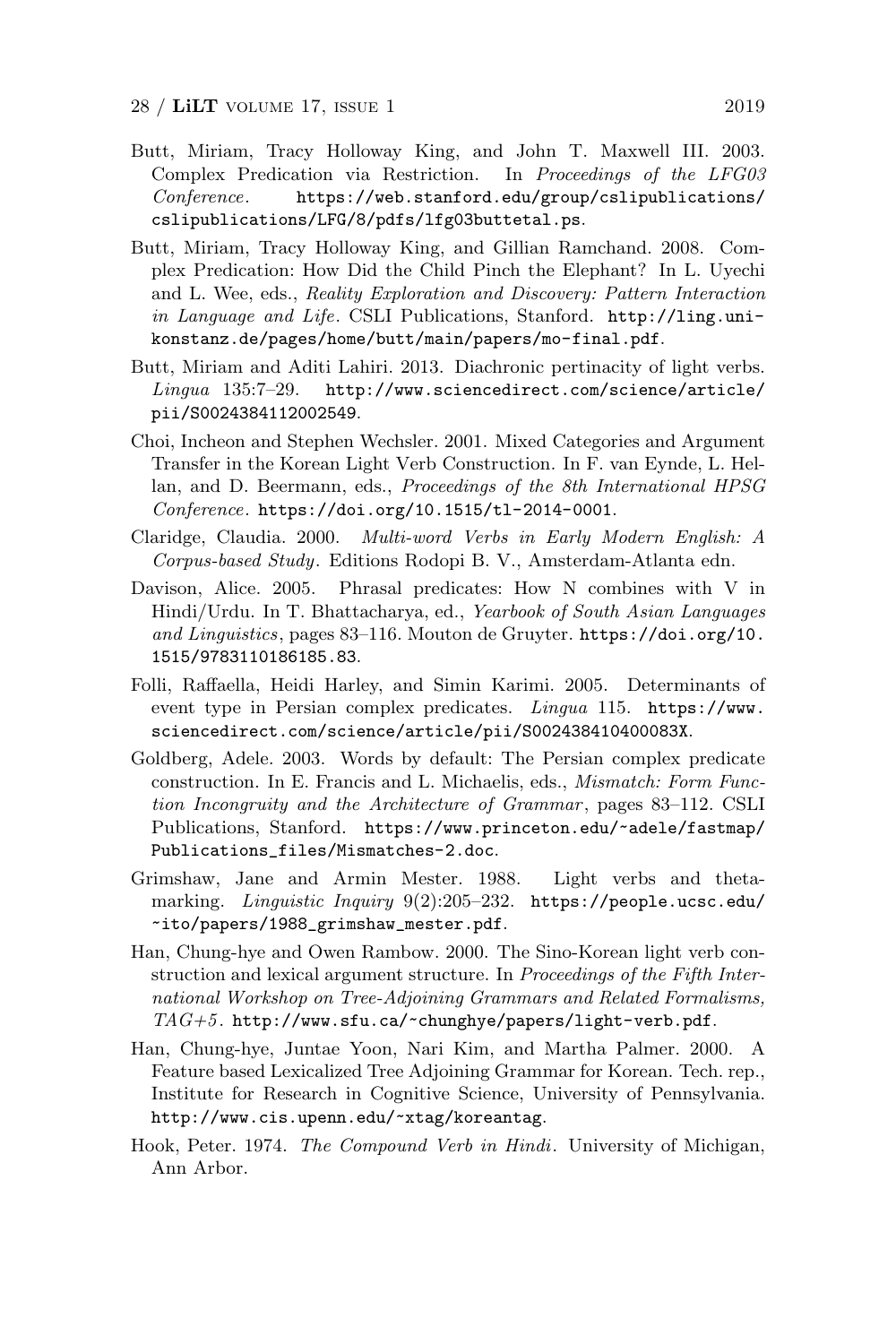Butt, Miriam, Tracy Holloway King, and John T. Maxwell III. 2003. Complex Predication via Restriction. In *Proceedings of the LFG03 Conference*. https://web.stanford.edu/group/cslipublications/cslipublications/LFG/8/pdfs/lfg03buttetal.ps.

Butt, Miriam, Tracy Holloway King, and Gillian Ramchand. 2008. Complex Predication: How Did the Child Pinch the Elephant? In L. Uyechi and L. Wee, eds., *Reality Exploration and Discovery: Pattern Interaction in Language and Life*. CSLI Publications, Stanford. http://ling.uni-konstanz.de/pages/home/butt/main/papers/mo-final.pdf.

Butt, Miriam and Aditi Lahiri. 2013. Diachronic pertinacity of light verbs. *Lingua* 135:7–29. http://www.sciencedirect.com/science/article/pii/S0024384112002549.

Choi, Incheon and Stephen Wechsler. 2001. Mixed Categories and Argument Transfer in the Korean Light Verb Construction. In F. van Eynde, L. Hellan, and D. Beermann, eds., *Proceedings of the 8th International HPSG Conference*. https://doi.org/10.1515/tl-2014-0001.

Claridge, Claudia. 2000. *Multi-word Verbs in Early Modern English: A Corpus-based Study*. Editions Rodopi B. V., Amsterdam-Atlanta edn.

Davison, Alice. 2005. Phrasal predicates: How N combines with V in Hindi/Urdu. In T. Bhattacharya, ed., *Yearbook of South Asian Languages and Linguistics*, pages 83–116. Mouton de Gruyter. https://doi.org/10.1515/9783110186185.83.

Folli, Raffaella, Heidi Harley, and Simin Karimi. 2005. Determinants of event type in Persian complex predicates. *Lingua* 115. https://www.sciencedirect.com/science/article/pii/S002438410400083X.

Goldberg, Adele. 2003. Words by default: The Persian complex predicate construction. In E. Francis and L. Michaelis, eds., *Mismatch: Form Function Incongruity and the Architecture of Grammar*, pages 83–112. CSLI Publications, Stanford. https://www.princeton.edu/~adele/fastmap/Publications_files/Mismatches-2.doc.

Grimshaw, Jane and Armin Mester. 1988. Light verbs and theta-marking. *Linguistic Inquiry* 9(2):205–232. https://people.ucsc.edu/~ito/papers/1988_grimshaw_mester.pdf.

Han, Chung-hye and Owen Rambow. 2000. The Sino-Korean light verb construction and lexical argument structure. In *Proceedings of the Fifth International Workshop on Tree-Adjoining Grammars and Related Formalisms, TAG+5*. http://www.sfu.ca/~chunghye/papers/light-verb.pdf.

Han, Chung-hye, Juntae Yoon, Nari Kim, and Martha Palmer. 2000. A Feature based Lexicalized Tree Adjoining Grammar for Korean. Tech. rep., Institute for Research in Cognitive Science, University of Pennsylvania. http://www.cis.upenn.edu/~xtag/koreantag.

Hook, Peter. 1974. *The Compound Verb in Hindi*. University of Michigan, Ann Arbor.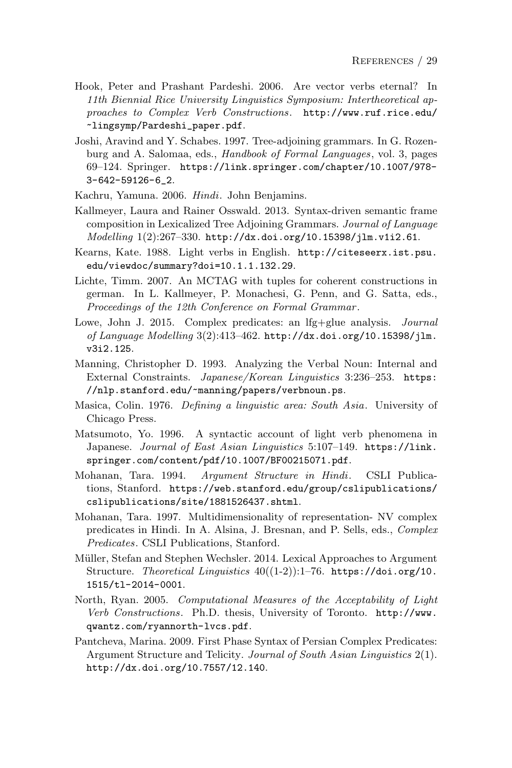Hook, Peter and Prashant Pardeshi. 2006. Are vector verbs eternal? In *11th Biennial Rice University Linguistics Symposium: Intertheoretical approaches to Complex Verb Constructions*. http://www.ruf.rice.edu/~lingsymp/Pardeshi_paper.pdf.

Joshi, Aravind and Y. Schabes. 1997. Tree-adjoining grammars. In G. Rozenburg and A. Salomaa, eds., *Handbook of Formal Languages*, vol. 3, pages 69–124. Springer. https://link.springer.com/chapter/10.1007/978-3-642-59126-6_2.

Kachru, Yamuna. 2006. *Hindi*. John Benjamins.

Kallmeyer, Laura and Rainer Osswald. 2013. Syntax-driven semantic frame composition in Lexicalized Tree Adjoining Grammars. *Journal of Language Modelling* 1(2):267–330. http://dx.doi.org/10.15398/jlm.v1i2.61.

Kearns, Kate. 1988. Light verbs in English. http://citeseerx.ist.psu.edu/viewdoc/summary?doi=10.1.1.132.29.

Lichte, Timm. 2007. An MCTAG with tuples for coherent constructions in german. In L. Kallmeyer, P. Monachesi, G. Penn, and G. Satta, eds., *Proceedings of the 12th Conference on Formal Grammar*.

Lowe, John J. 2015. Complex predicates: an lfg+glue analysis. *Journal of Language Modelling* 3(2):413–462. http://dx.doi.org/10.15398/jlm.v3i2.125.

Manning, Christopher D. 1993. Analyzing the Verbal Noun: Internal and External Constraints. *Japanese/Korean Linguistics* 3:236–253. https://nlp.stanford.edu/~manning/papers/verbnoun.ps.

Masica, Colin. 1976. *Defining a linguistic area: South Asia*. University of Chicago Press.

Matsumoto, Yo. 1996. A syntactic account of light verb phenomena in Japanese. *Journal of East Asian Linguistics* 5:107–149. https://link.springer.com/content/pdf/10.1007/BF00215071.pdf.

Mohanan, Tara. 1994. *Argument Structure in Hindi*. CSLI Publications, Stanford. https://web.stanford.edu/group/cslipublications/cslipublications/site/1881526437.shtml.

Mohanan, Tara. 1997. Multidimensionality of representation- NV complex predicates in Hindi. In A. Alsina, J. Bresnan, and P. Sells, eds., *Complex Predicates*. CSLI Publications, Stanford.

Müller, Stefan and Stephen Wechsler. 2014. Lexical Approaches to Argument Structure. *Theoretical Linguistics* 40((1-2)):1–76. https://doi.org/10.1515/tl-2014-0001.

North, Ryan. 2005. *Computational Measures of the Acceptability of Light Verb Constructions*. Ph.D. thesis, University of Toronto. http://www.qwantz.com/ryannorth-lvcs.pdf.

Pantcheva, Marina. 2009. First Phase Syntax of Persian Complex Predicates: Argument Structure and Telicity. *Journal of South Asian Linguistics* 2(1). http://dx.doi.org/10.7557/12.140.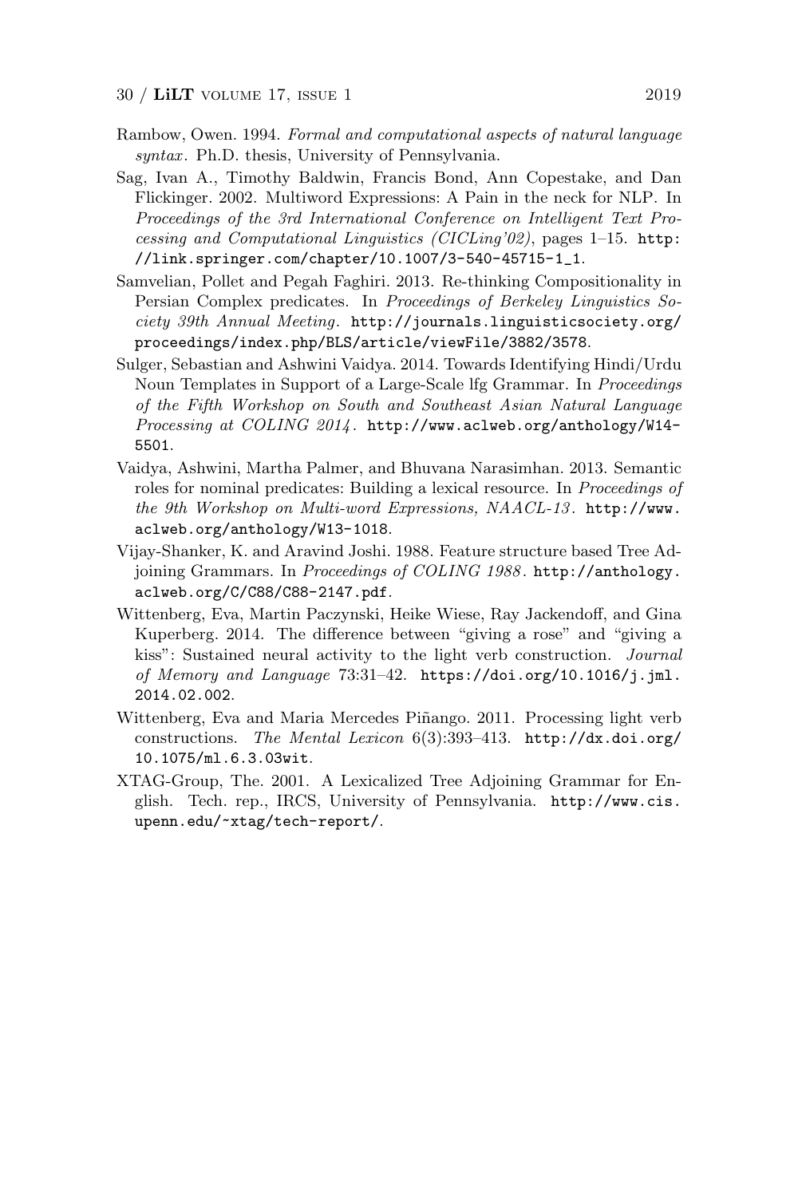Rambow, Owen. 1994. *Formal and computational aspects of natural language syntax*. Ph.D. thesis, University of Pennsylvania.

Sag, Ivan A., Timothy Baldwin, Francis Bond, Ann Copestake, and Dan Flickinger. 2002. Multiword Expressions: A Pain in the neck for NLP. In *Proceedings of the 3rd International Conference on Intelligent Text Processing and Computational Linguistics (CICLing'02)*, pages 1–15. http://link.springer.com/chapter/10.1007/3-540-45715-1_1.

Samvelian, Pollet and Pegah Faghiri. 2013. Re-thinking Compositionality in Persian Complex predicates. In *Proceedings of Berkeley Linguistics Society 39th Annual Meeting*. http://journals.linguisticsociety.org/proceedings/index.php/BLS/article/viewFile/3882/3578.

Sulger, Sebastian and Ashwini Vaidya. 2014. Towards Identifying Hindi/Urdu Noun Templates in Support of a Large-Scale lfg Grammar. In *Proceedings of the Fifth Workshop on South and Southeast Asian Natural Language Processing at COLING 2014*. http://www.aclweb.org/anthology/W14-5501.

Vaidya, Ashwini, Martha Palmer, and Bhuvana Narasimhan. 2013. Semantic roles for nominal predicates: Building a lexical resource. In *Proceedings of the 9th Workshop on Multi-word Expressions, NAACL-13*. http://www.aclweb.org/anthology/W13-1018.

Vijay-Shanker, K. and Aravind Joshi. 1988. Feature structure based Tree Adjoining Grammars. In *Proceedings of COLING 1988*. http://anthology.aclweb.org/C/C88/C88-2147.pdf.

Wittenberg, Eva, Martin Paczynski, Heike Wiese, Ray Jackendoff, and Gina Kuperberg. 2014. The difference between "giving a rose" and "giving a kiss": Sustained neural activity to the light verb construction. *Journal of Memory and Language* 73:31–42. https://doi.org/10.1016/j.jml.2014.02.002.

Wittenberg, Eva and Maria Mercedes Piñango. 2011. Processing light verb constructions. *The Mental Lexicon* 6(3):393–413. http://dx.doi.org/10.1075/ml.6.3.03wit.

XTAG-Group, The. 2001. A Lexicalized Tree Adjoining Grammar for English. Tech. rep., IRCS, University of Pennsylvania. http://www.cis.upenn.edu/~xtag/tech-report/.